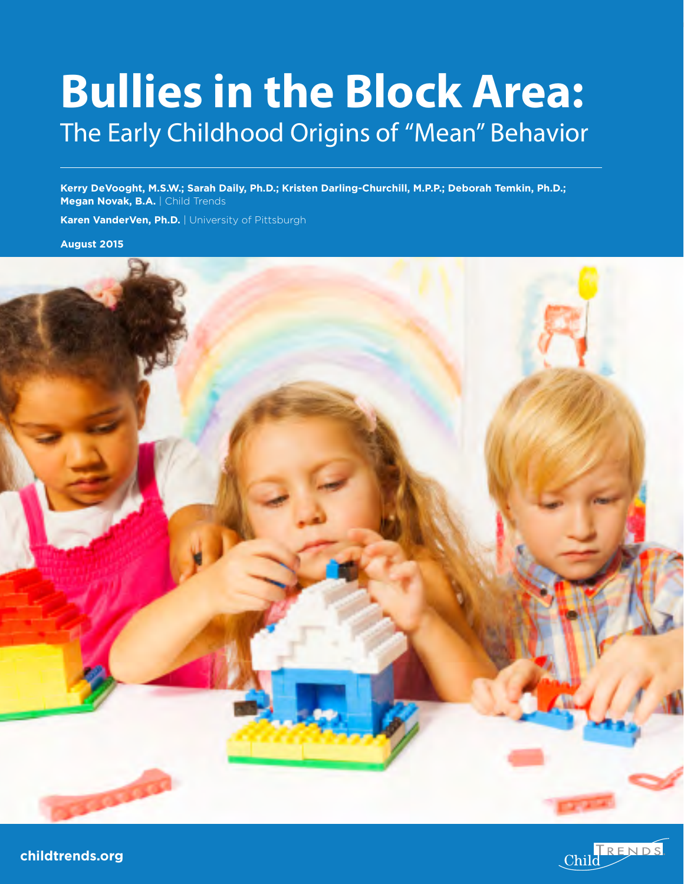# Bullies in the Block Area:

## The Early Childhood Origins of "Mean" Behavior

**Kerry DeVooght, M.S.W.; Sarah Daily, Ph.D.; Kristen Darling-Churchill, M.P.P.; Deborah Temkin, Ph.D.; Megan Novak, B.A.** | Child Trends

**Karen VanderVen, Ph.D.** | University of Pittsburgh

**August 2015**

**childtrends.org**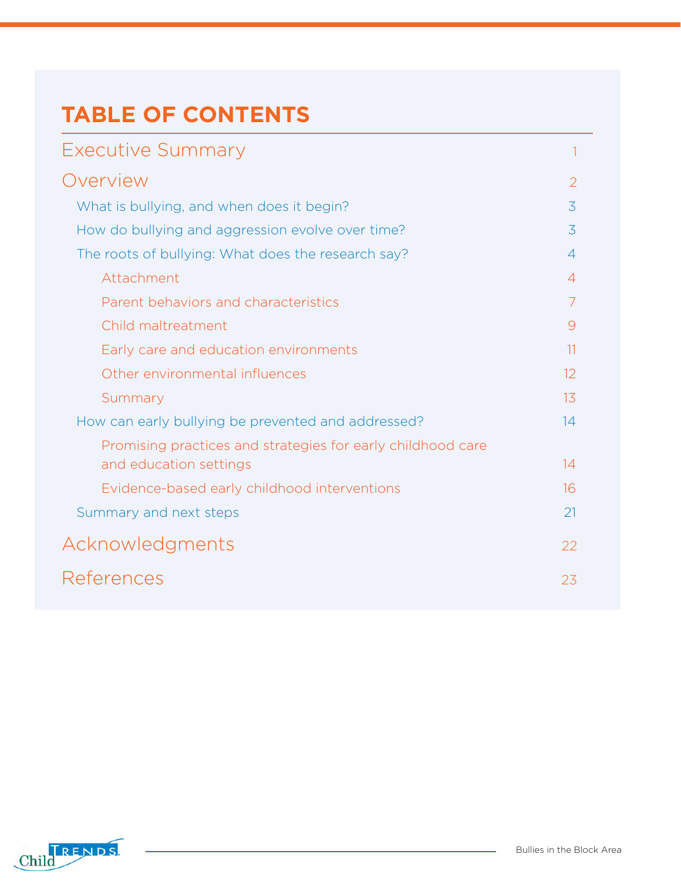# TABLE OF CONTENTS

Executive Summary 1

Overview 2

- What is bullying, and when does it begin? 3
- How do bullying and aggression evolve over time? 3
- The roots of bullying: What does the research say? 4
  - Attachment 4
  - Parent behaviors and characteristics 7
  - Child maltreatment 9
  - Early care and education environments 11
  - Other environmental influences 12
  - Summary 13
- How can early bullying be prevented and addressed? 14
  - Promising practices and strategies for early childhood care and education settings 14
  - Evidence-based early childhood interventions 16
- Summary and next steps 21

Acknowledgments 22

References 23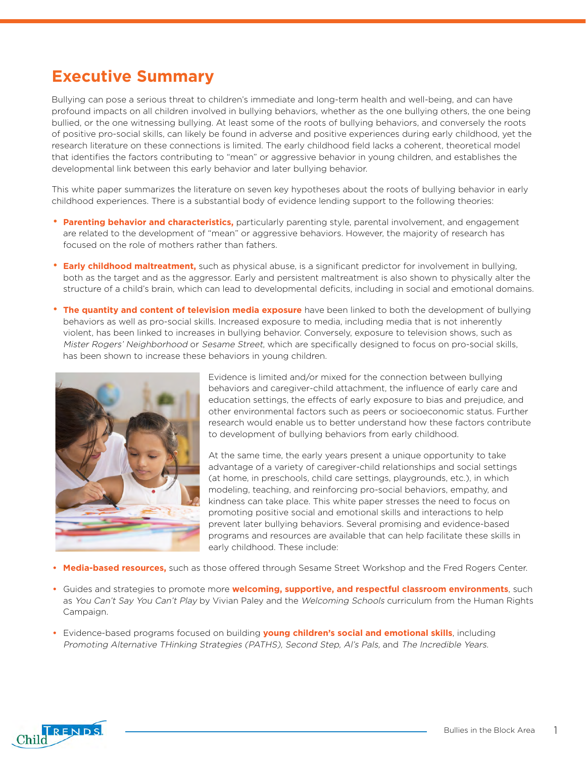# Executive Summary

Bullying can pose a serious threat to children's immediate and long-term health and well-being, and can have profound impacts on all children involved in bullying behaviors, whether as the one bullying others, the one being bullied, or the one witnessing bullying. At least some of the roots of bullying behaviors, and conversely the roots of positive pro-social skills, can likely be found in adverse and positive experiences during early childhood, yet the research literature on these connections is limited. The early childhood field lacks a coherent, theoretical model that identifies the factors contributing to "mean" or aggressive behavior in young children, and establishes the developmental link between this early behavior and later bullying behavior.

This white paper summarizes the literature on seven key hypotheses about the roots of bullying behavior in early childhood experiences. There is a substantial body of evidence lending support to the following theories:

- **Parenting behavior and characteristics,** particularly parenting style, parental involvement, and engagement are related to the development of "mean" or aggressive behaviors. However, the majority of research has focused on the role of mothers rather than fathers.
- **Early childhood maltreatment,** such as physical abuse, is a significant predictor for involvement in bullying, both as the target and as the aggressor. Early and persistent maltreatment is also shown to physically alter the structure of a child's brain, which can lead to developmental deficits, including in social and emotional domains.
- **The quantity and content of television media exposure** have been linked to both the development of bullying behaviors as well as pro-social skills. Increased exposure to media, including media that is not inherently violent, has been linked to increases in bullying behavior. Conversely, exposure to television shows, such as *Mister Rogers' Neighborhood* or *Sesame Street*, which are specifically designed to focus on pro-social skills, has been shown to increase these behaviors in young children.

Evidence is limited and/or mixed for the connection between bullying behaviors and caregiver-child attachment, the influence of early care and education settings, the effects of early exposure to bias and prejudice, and other environmental factors such as peers or socioeconomic status. Further research would enable us to better understand how these factors contribute to development of bullying behaviors from early childhood.

At the same time, the early years present a unique opportunity to take advantage of a variety of caregiver-child relationships and social settings (at home, in preschools, child care settings, playgrounds, etc.), in which modeling, teaching, and reinforcing pro-social behaviors, empathy, and kindness can take place. This white paper stresses the need to focus on promoting positive social and emotional skills and interactions to help prevent later bullying behaviors. Several promising and evidence-based programs and resources are available that can help facilitate these skills in early childhood. These include:

- **Media-based resources,** such as those offered through Sesame Street Workshop and the Fred Rogers Center.
- Guides and strategies to promote more **welcoming, supportive, and respectful classroom environments**, such as *You Can't Say You Can't Play* by Vivian Paley and the *Welcoming Schools* curriculum from the Human Rights Campaign.
- Evidence-based programs focused on building **young children's social and emotional skills**, including *Promoting Alternative THinking Strategies (PATHS), Second Step, Al's Pals,* and *The Incredible Years.*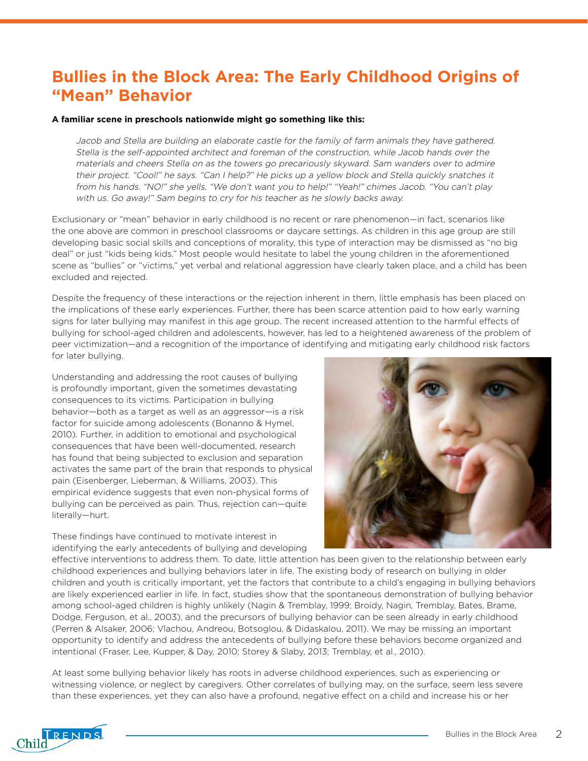# Bullies in the Block Area: The Early Childhood Origins of "Mean" Behavior

**A familiar scene in preschools nationwide might go something like this:**

> *Jacob and Stella are building an elaborate castle for the family of farm animals they have gathered. Stella is the self-appointed architect and foreman of the construction, while Jacob hands over the materials and cheers Stella on as the towers go precariously skyward. Sam wanders over to admire their project. "Cool!" he says. "Can I help?" He picks up a yellow block and Stella quickly snatches it from his hands. "NO!" she yells. "We don't want you to help!" "Yeah!" chimes Jacob. "You can't play with us. Go away!" Sam begins to cry for his teacher as he slowly backs away.*

Exclusionary or "mean" behavior in early childhood is no recent or rare phenomenon—in fact, scenarios like the one above are common in preschool classrooms or daycare settings. As children in this age group are still developing basic social skills and conceptions of morality, this type of interaction may be dismissed as "no big deal" or just "kids being kids." Most people would hesitate to label the young children in the aforementioned scene as "bullies" or "victims," yet verbal and relational aggression have clearly taken place, and a child has been excluded and rejected.

Despite the frequency of these interactions or the rejection inherent in them, little emphasis has been placed on the implications of these early experiences. Further, there has been scarce attention paid to how early warning signs for later bullying may manifest in this age group. The recent increased attention to the harmful effects of bullying for school-aged children and adolescents, however, has led to a heightened awareness of the problem of peer victimization—and a recognition of the importance of identifying and mitigating early childhood risk factors for later bullying.

Understanding and addressing the root causes of bullying is profoundly important, given the sometimes devastating consequences to its victims. Participation in bullying behavior—both as a target as well as an aggressor—is a risk factor for suicide among adolescents (Bonanno & Hymel, 2010). Further, in addition to emotional and psychological consequences that have been well-documented, research has found that being subjected to exclusion and separation activates the same part of the brain that responds to physical pain (Eisenberger, Lieberman, & Williams, 2003). This empirical evidence suggests that even non-physical forms of bullying can be perceived as pain. Thus, rejection can—quite literally—hurt.

These findings have continued to motivate interest in identifying the early antecedents of bullying and developing effective interventions to address them. To date, little attention has been given to the relationship between early childhood experiences and bullying behaviors later in life. The existing body of research on bullying in older children and youth is critically important, yet the factors that contribute to a child's engaging in bullying behaviors are likely experienced earlier in life. In fact, studies show that the spontaneous demonstration of bullying behavior among school-aged children is highly unlikely (Nagin & Tremblay, 1999; Broidy, Nagin, Tremblay, Bates, Brame, Dodge, Ferguson, et al., 2003), and the precursors of bullying behavior can be seen already in early childhood (Perren & Alsaker, 2006; Vlachou, Andreou, Botsoglou, & Didaskalou, 2011). We may be missing an important opportunity to identify and address the antecedents of bullying before these behaviors become organized and intentional (Fraser, Lee, Kupper, & Day, 2010; Storey & Slaby, 2013; Tremblay, et al., 2010).

At least some bullying behavior likely has roots in adverse childhood experiences, such as experiencing or witnessing violence, or neglect by caregivers. Other correlates of bullying may, on the surface, seem less severe than these experiences, yet they can also have a profound, negative effect on a child and increase his or her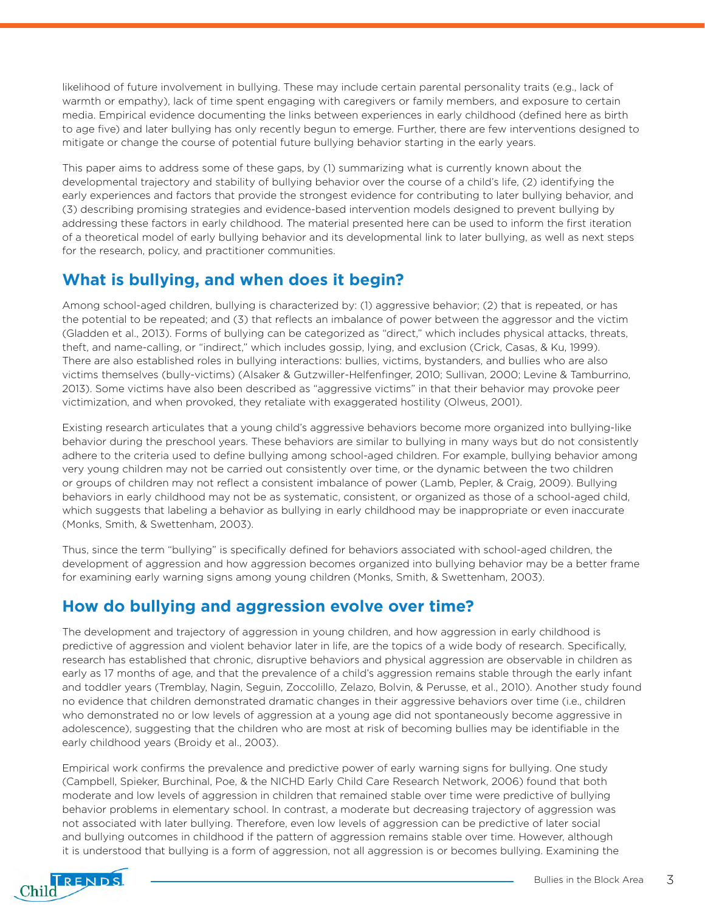likelihood of future involvement in bullying. These may include certain parental personality traits (e.g., lack of warmth or empathy), lack of time spent engaging with caregivers or family members, and exposure to certain media. Empirical evidence documenting the links between experiences in early childhood (defined here as birth to age five) and later bullying has only recently begun to emerge. Further, there are few interventions designed to mitigate or change the course of potential future bullying behavior starting in the early years.

This paper aims to address some of these gaps, by (1) summarizing what is currently known about the developmental trajectory and stability of bullying behavior over the course of a child's life, (2) identifying the early experiences and factors that provide the strongest evidence for contributing to later bullying behavior, and (3) describing promising strategies and evidence-based intervention models designed to prevent bullying by addressing these factors in early childhood. The material presented here can be used to inform the first iteration of a theoretical model of early bullying behavior and its developmental link to later bullying, as well as next steps for the research, policy, and practitioner communities.

## What is bullying, and when does it begin?

Among school-aged children, bullying is characterized by: (1) aggressive behavior; (2) that is repeated, or has the potential to be repeated; and (3) that reflects an imbalance of power between the aggressor and the victim (Gladden et al., 2013). Forms of bullying can be categorized as "direct," which includes physical attacks, threats, theft, and name-calling, or "indirect," which includes gossip, lying, and exclusion (Crick, Casas, & Ku, 1999). There are also established roles in bullying interactions: bullies, victims, bystanders, and bullies who are also victims themselves (bully-victims) (Alsaker & Gutzwiller-Helfenfinger, 2010; Sullivan, 2000; Levine & Tamburrino, 2013). Some victims have also been described as "aggressive victims" in that their behavior may provoke peer victimization, and when provoked, they retaliate with exaggerated hostility (Olweus, 2001).

Existing research articulates that a young child's aggressive behaviors become more organized into bullying-like behavior during the preschool years. These behaviors are similar to bullying in many ways but do not consistently adhere to the criteria used to define bullying among school-aged children. For example, bullying behavior among very young children may not be carried out consistently over time, or the dynamic between the two children or groups of children may not reflect a consistent imbalance of power (Lamb, Pepler, & Craig, 2009). Bullying behaviors in early childhood may not be as systematic, consistent, or organized as those of a school-aged child, which suggests that labeling a behavior as bullying in early childhood may be inappropriate or even inaccurate (Monks, Smith, & Swettenham, 2003).

Thus, since the term "bullying" is specifically defined for behaviors associated with school-aged children, the development of aggression and how aggression becomes organized into bullying behavior may be a better frame for examining early warning signs among young children (Monks, Smith, & Swettenham, 2003).

## How do bullying and aggression evolve over time?

The development and trajectory of aggression in young children, and how aggression in early childhood is predictive of aggression and violent behavior later in life, are the topics of a wide body of research. Specifically, research has established that chronic, disruptive behaviors and physical aggression are observable in children as early as 17 months of age, and that the prevalence of a child's aggression remains stable through the early infant and toddler years (Tremblay, Nagin, Seguin, Zoccolillo, Zelazo, Bolvin, & Perusse, et al., 2010). Another study found no evidence that children demonstrated dramatic changes in their aggressive behaviors over time (i.e., children who demonstrated no or low levels of aggression at a young age did not spontaneously become aggressive in adolescence), suggesting that the children who are most at risk of becoming bullies may be identifiable in the early childhood years (Broidy et al., 2003).

Empirical work confirms the prevalence and predictive power of early warning signs for bullying. One study (Campbell, Spieker, Burchinal, Poe, & the NICHD Early Child Care Research Network, 2006) found that both moderate and low levels of aggression in children that remained stable over time were predictive of bullying behavior problems in elementary school. In contrast, a moderate but decreasing trajectory of aggression was not associated with later bullying. Therefore, even low levels of aggression can be predictive of later social and bullying outcomes in childhood if the pattern of aggression remains stable over time. However, although it is understood that bullying is a form of aggression, not all aggression is or becomes bullying. Examining the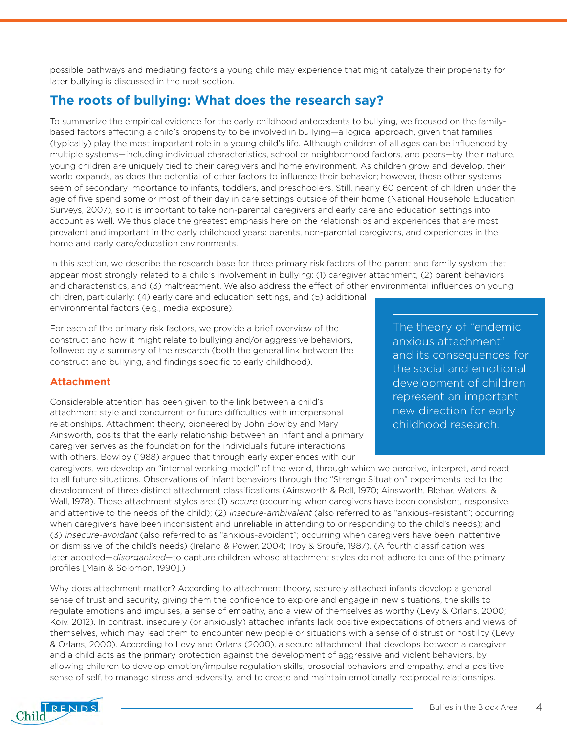possible pathways and mediating factors a young child may experience that might catalyze their propensity for later bullying is discussed in the next section.

## The roots of bullying: What does the research say?

To summarize the empirical evidence for the early childhood antecedents to bullying, we focused on the family-based factors affecting a child's propensity to be involved in bullying—a logical approach, given that families (typically) play the most important role in a young child's life. Although children of all ages can be influenced by multiple systems—including individual characteristics, school or neighborhood factors, and peers—by their nature, young children are uniquely tied to their caregivers and home environment. As children grow and develop, their world expands, as does the potential of other factors to influence their behavior; however, these other systems seem of secondary importance to infants, toddlers, and preschoolers. Still, nearly 60 percent of children under the age of five spend some or most of their day in care settings outside of their home (National Household Education Surveys, 2007), so it is important to take non-parental caregivers and early care and education settings into account as well. We thus place the greatest emphasis here on the relationships and experiences that are most prevalent and important in the early childhood years: parents, non-parental caregivers, and experiences in the home and early care/education environments.

In this section, we describe the research base for three primary risk factors of the parent and family system that appear most strongly related to a child's involvement in bullying: (1) caregiver attachment, (2) parent behaviors and characteristics, and (3) maltreatment. We also address the effect of other environmental influences on young children, particularly: (4) early care and education settings, and (5) additional environmental factors (e.g., media exposure).

For each of the primary risk factors, we provide a brief overview of the construct and how it might relate to bullying and/or aggressive behaviors, followed by a summary of the research (both the general link between the construct and bullying, and findings specific to early childhood).

> The theory of "endemic anxious attachment" and its consequences for the social and emotional development of children represent an important new direction for early childhood research.

### Attachment

Considerable attention has been given to the link between a child's attachment style and concurrent or future difficulties with interpersonal relationships. Attachment theory, pioneered by John Bowlby and Mary Ainsworth, posits that the early relationship between an infant and a primary caregiver serves as the foundation for the individual's future interactions with others. Bowlby (1988) argued that through early experiences with our caregivers, we develop an "internal working model" of the world, through which we perceive, interpret, and react to all future situations. Observations of infant behaviors through the "Strange Situation" experiments led to the development of three distinct attachment classifications (Ainsworth & Bell, 1970; Ainsworth, Blehar, Waters, & Wall, 1978). These attachment styles are: (1) *secure* (occurring when caregivers have been consistent, responsive, and attentive to the needs of the child); (2) *insecure-ambivalent* (also referred to as "anxious-resistant"; occurring when caregivers have been inconsistent and unreliable in attending to or responding to the child's needs); and (3) *insecure-avoidant* (also referred to as "anxious-avoidant"; occurring when caregivers have been inattentive or dismissive of the child's needs) (Ireland & Power, 2004; Troy & Sroufe, 1987). (A fourth classification was later adopted—*disorganized*—to capture children whose attachment styles do not adhere to one of the primary profiles [Main & Solomon, 1990].)

Why does attachment matter? According to attachment theory, securely attached infants develop a general sense of trust and security, giving them the confidence to explore and engage in new situations, the skills to regulate emotions and impulses, a sense of empathy, and a view of themselves as worthy (Levy & Orlans, 2000; Koiv, 2012). In contrast, insecurely (or anxiously) attached infants lack positive expectations of others and views of themselves, which may lead them to encounter new people or situations with a sense of distrust or hostility (Levy & Orlans, 2000). According to Levy and Orlans (2000), a secure attachment that develops between a caregiver and a child acts as the primary protection against the development of aggressive and violent behaviors, by allowing children to develop emotion/impulse regulation skills, prosocial behaviors and empathy, and a positive sense of self, to manage stress and adversity, and to create and maintain emotionally reciprocal relationships.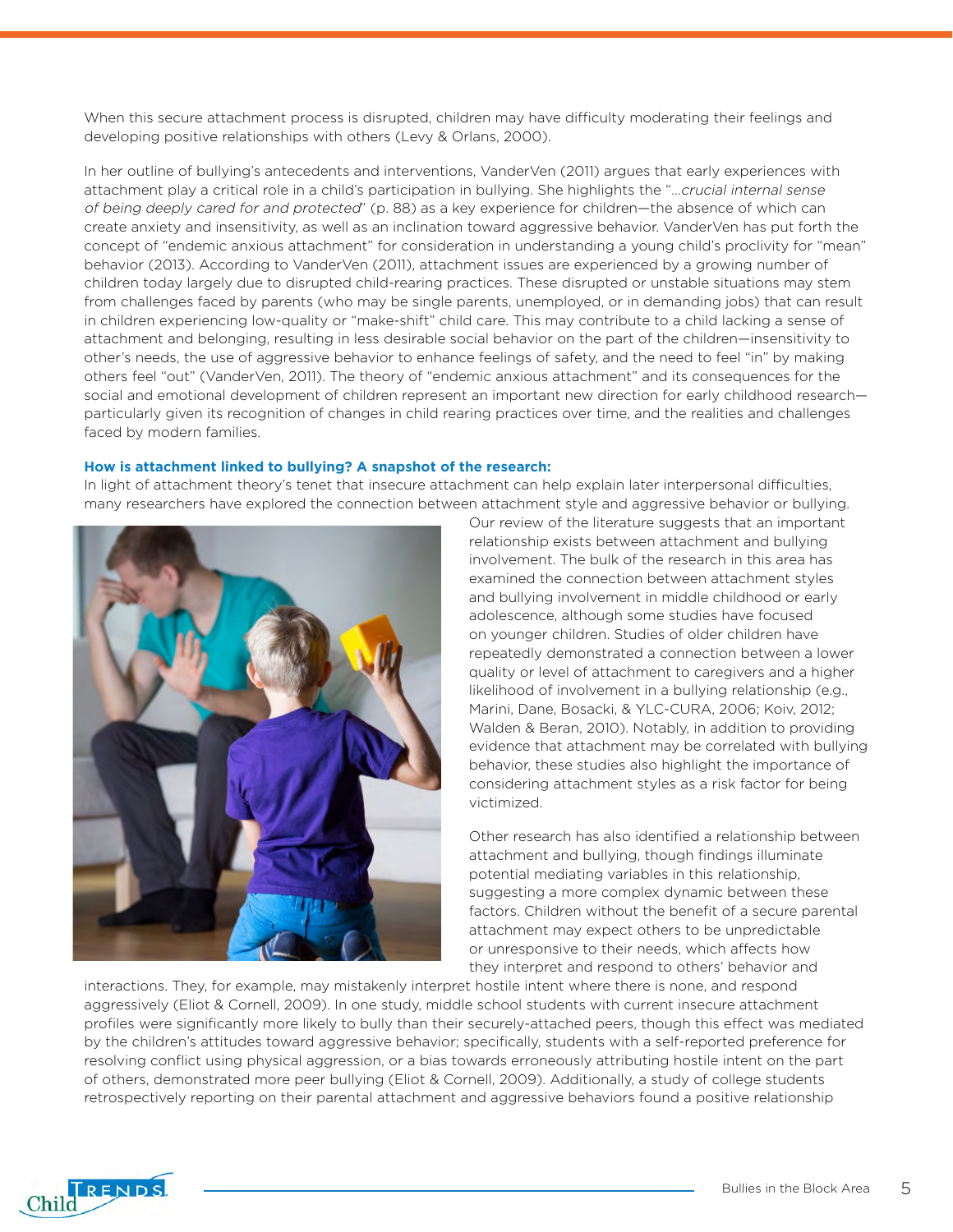When this secure attachment process is disrupted, children may have difficulty moderating their feelings and developing positive relationships with others (Levy & Orlans, 2000).

In her outline of bullying's antecedents and interventions, VanderVen (2011) argues that early experiences with attachment play a critical role in a child's participation in bullying. She highlights the "*...crucial internal sense of being deeply cared for and protected*" (p. 88) as a key experience for children—the absence of which can create anxiety and insensitivity, as well as an inclination toward aggressive behavior. VanderVen has put forth the concept of "endemic anxious attachment" for consideration in understanding a young child's proclivity for "mean" behavior (2013). According to VanderVen (2011), attachment issues are experienced by a growing number of children today largely due to disrupted child-rearing practices. These disrupted or unstable situations may stem from challenges faced by parents (who may be single parents, unemployed, or in demanding jobs) that can result in children experiencing low-quality or "make-shift" child care. This may contribute to a child lacking a sense of attachment and belonging, resulting in less desirable social behavior on the part of the children—insensitivity to other's needs, the use of aggressive behavior to enhance feelings of safety, and the need to feel "in" by making others feel "out" (VanderVen, 2011). The theory of "endemic anxious attachment" and its consequences for the social and emotional development of children represent an important new direction for early childhood research—particularly given its recognition of changes in child rearing practices over time, and the realities and challenges faced by modern families.

**How is attachment linked to bullying? A snapshot of the research:**

In light of attachment theory's tenet that insecure attachment can help explain later interpersonal difficulties, many researchers have explored the connection between attachment style and aggressive behavior or bullying. Our review of the literature suggests that an important relationship exists between attachment and bullying involvement. The bulk of the research in this area has examined the connection between attachment styles and bullying involvement in middle childhood or early adolescence, although some studies have focused on younger children. Studies of older children have repeatedly demonstrated a connection between a lower quality or level of attachment to caregivers and a higher likelihood of involvement in a bullying relationship (e.g., Marini, Dane, Bosacki, & YLC-CURA, 2006; Koiv, 2012; Walden & Beran, 2010). Notably, in addition to providing evidence that attachment may be correlated with bullying behavior, these studies also highlight the importance of considering attachment styles as a risk factor for being victimized.

Other research has also identified a relationship between attachment and bullying, though findings illuminate potential mediating variables in this relationship, suggesting a more complex dynamic between these factors. Children without the benefit of a secure parental attachment may expect others to be unpredictable or unresponsive to their needs, which affects how they interpret and respond to others' behavior and interactions. They, for example, may mistakenly interpret hostile intent where there is none, and respond aggressively (Eliot & Cornell, 2009). In one study, middle school students with current insecure attachment profiles were significantly more likely to bully than their securely-attached peers, though this effect was mediated by the children's attitudes toward aggressive behavior; specifically, students with a self-reported preference for resolving conflict using physical aggression, or a bias towards erroneously attributing hostile intent on the part of others, demonstrated more peer bullying (Eliot & Cornell, 2009). Additionally, a study of college students retrospectively reporting on their parental attachment and aggressive behaviors found a positive relationship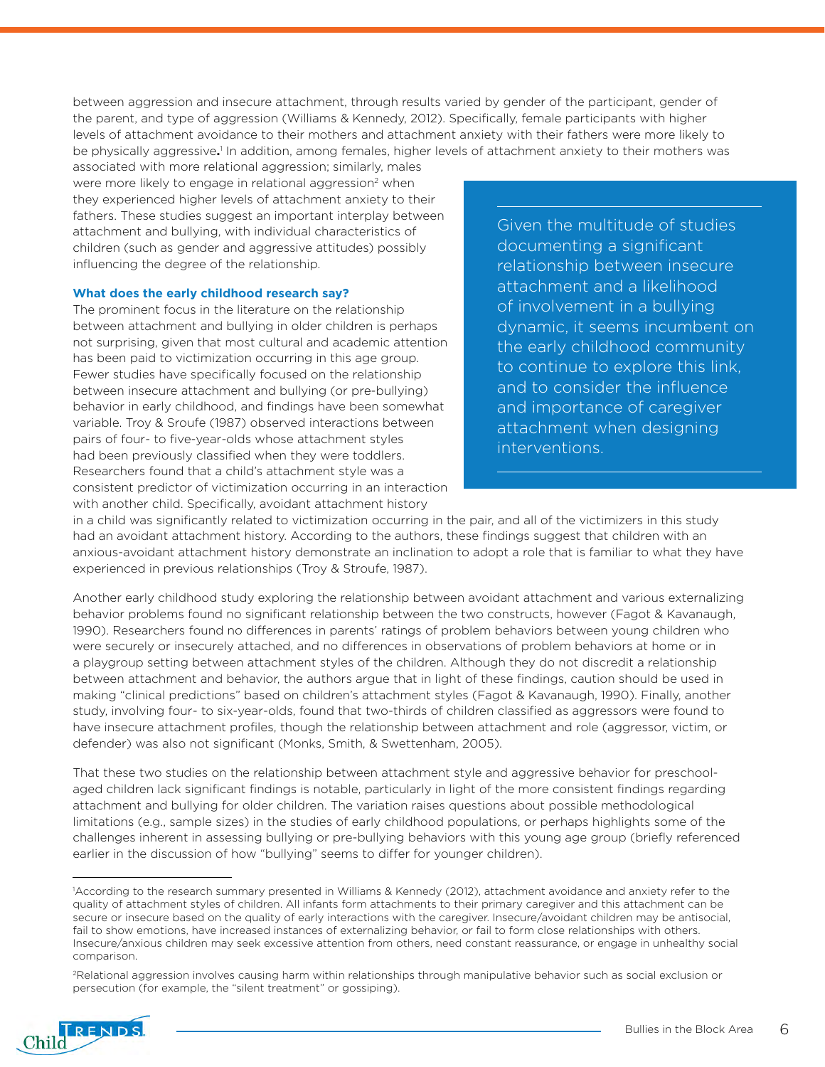between aggression and insecure attachment, through results varied by gender of the participant, gender of the parent, and type of aggression (Williams & Kennedy, 2012). Specifically, female participants with higher levels of attachment avoidance to their mothers and attachment anxiety with their fathers were more likely to be physically aggressive.[1] In addition, among females, higher levels of attachment anxiety to their mothers was associated with more relational aggression; similarly, males were more likely to engage in relational aggression[2] when they experienced higher levels of attachment anxiety to their fathers. These studies suggest an important interplay between attachment and bullying, with individual characteristics of children (such as gender and aggressive attitudes) possibly influencing the degree of the relationship.

> Given the multitude of studies documenting a significant relationship between insecure attachment and a likelihood of involvement in a bullying dynamic, it seems incumbent on the early childhood community to continue to explore this link, and to consider the influence and importance of caregiver attachment when designing interventions.

### What does the early childhood research say?

The prominent focus in the literature on the relationship between attachment and bullying in older children is perhaps not surprising, given that most cultural and academic attention has been paid to victimization occurring in this age group. Fewer studies have specifically focused on the relationship between insecure attachment and bullying (or pre-bullying) behavior in early childhood, and findings have been somewhat variable. Troy & Sroufe (1987) observed interactions between pairs of four- to five-year-olds whose attachment styles had been previously classified when they were toddlers. Researchers found that a child's attachment style was a consistent predictor of victimization occurring in an interaction with another child. Specifically, avoidant attachment history in a child was significantly related to victimization occurring in the pair, and all of the victimizers in this study had an avoidant attachment history. According to the authors, these findings suggest that children with an anxious-avoidant attachment history demonstrate an inclination to adopt a role that is familiar to what they have experienced in previous relationships (Troy & Sroufe, 1987).

Another early childhood study exploring the relationship between avoidant attachment and various externalizing behavior problems found no significant relationship between the two constructs, however (Fagot & Kavanaugh, 1990). Researchers found no differences in parents' ratings of problem behaviors between young children who were securely or insecurely attached, and no differences in observations of problem behaviors at home or in a playgroup setting between attachment styles of the children. Although they do not discredit a relationship between attachment and behavior, the authors argue that in light of these findings, caution should be used in making "clinical predictions" based on children's attachment styles (Fagot & Kavanaugh, 1990). Finally, another study, involving four- to six-year-olds, found that two-thirds of children classified as aggressors were found to have insecure attachment profiles, though the relationship between attachment and role (aggressor, victim, or defender) was also not significant (Monks, Smith, & Swettenham, 2005).

That these two studies on the relationship between attachment style and aggressive behavior for preschool-aged children lack significant findings is notable, particularly in light of the more consistent findings regarding attachment and bullying for older children. The variation raises questions about possible methodological limitations (e.g., sample sizes) in the studies of early childhood populations, or perhaps highlights some of the challenges inherent in assessing bullying or pre-bullying behaviors with this young age group (briefly referenced earlier in the discussion of how "bullying" seems to differ for younger children).

---

[1] According to the research summary presented in Williams & Kennedy (2012), attachment avoidance and anxiety refer to the quality of attachment styles of children. All infants form attachments to their primary caregiver and this attachment can be secure or insecure based on the quality of early interactions with the caregiver. Insecure/avoidant children may be antisocial, fail to show emotions, have increased instances of externalizing behavior, or fail to form close relationships with others. Insecure/anxious children may seek excessive attention from others, need constant reassurance, or engage in unhealthy social comparison.

[2] Relational aggression involves causing harm within relationships through manipulative behavior such as social exclusion or persecution (for example, the "silent treatment" or gossiping).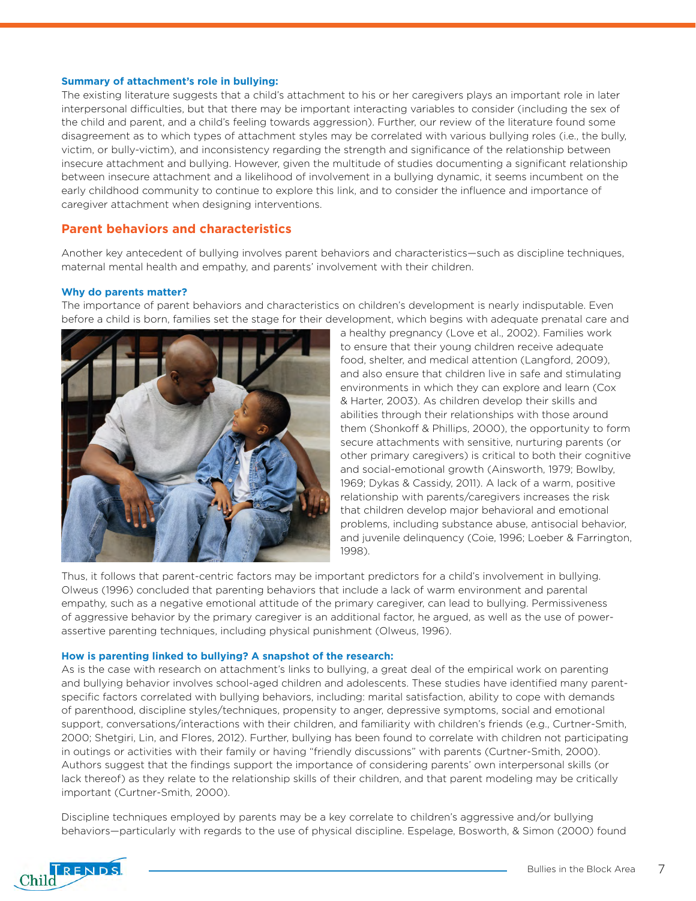**Summary of attachment's role in bullying:**

The existing literature suggests that a child's attachment to his or her caregivers plays an important role in later interpersonal difficulties, but that there may be important interacting variables to consider (including the sex of the child and parent, and a child's feeling towards aggression). Further, our review of the literature found some disagreement as to which types of attachment styles may be correlated with various bullying roles (i.e., the bully, victim, or bully-victim), and inconsistency regarding the strength and significance of the relationship between insecure attachment and bullying. However, given the multitude of studies documenting a significant relationship between insecure attachment and a likelihood of involvement in a bullying dynamic, it seems incumbent on the early childhood community to continue to explore this link, and to consider the influence and importance of caregiver attachment when designing interventions.

## Parent behaviors and characteristics

Another key antecedent of bullying involves parent behaviors and characteristics—such as discipline techniques, maternal mental health and empathy, and parents' involvement with their children.

**Why do parents matter?**

The importance of parent behaviors and characteristics on children's development is nearly indisputable. Even before a child is born, families set the stage for their development, which begins with adequate prenatal care and a healthy pregnancy (Love et al., 2002). Families work to ensure that their young children receive adequate food, shelter, and medical attention (Langford, 2009), and also ensure that children live in safe and stimulating environments in which they can explore and learn (Cox & Harter, 2003). As children develop their skills and abilities through their relationships with those around them (Shonkoff & Phillips, 2000), the opportunity to form secure attachments with sensitive, nurturing parents (or other primary caregivers) is critical to both their cognitive and social-emotional growth (Ainsworth, 1979; Bowlby, 1969; Dykas & Cassidy, 2011). A lack of a warm, positive relationship with parents/caregivers increases the risk that children develop major behavioral and emotional problems, including substance abuse, antisocial behavior, and juvenile delinquency (Coie, 1996; Loeber & Farrington, 1998).

Thus, it follows that parent-centric factors may be important predictors for a child's involvement in bullying. Olweus (1996) concluded that parenting behaviors that include a lack of warm environment and parental empathy, such as a negative emotional attitude of the primary caregiver, can lead to bullying. Permissiveness of aggressive behavior by the primary caregiver is an additional factor, he argued, as well as the use of power-assertive parenting techniques, including physical punishment (Olweus, 1996).

**How is parenting linked to bullying? A snapshot of the research:**

As is the case with research on attachment's links to bullying, a great deal of the empirical work on parenting and bullying behavior involves school-aged children and adolescents. These studies have identified many parent-specific factors correlated with bullying behaviors, including: marital satisfaction, ability to cope with demands of parenthood, discipline styles/techniques, propensity to anger, depressive symptoms, social and emotional support, conversations/interactions with their children, and familiarity with children's friends (e.g., Curtner-Smith, 2000; Shetgiri, Lin, and Flores, 2012). Further, bullying has been found to correlate with children not participating in outings or activities with their family or having "friendly discussions" with parents (Curtner-Smith, 2000). Authors suggest that the findings support the importance of considering parents' own interpersonal skills (or lack thereof) as they relate to the relationship skills of their children, and that parent modeling may be critically important (Curtner-Smith, 2000).

Discipline techniques employed by parents may be a key correlate to children's aggressive and/or bullying behaviors—particularly with regards to the use of physical discipline. Espelage, Bosworth, & Simon (2000) found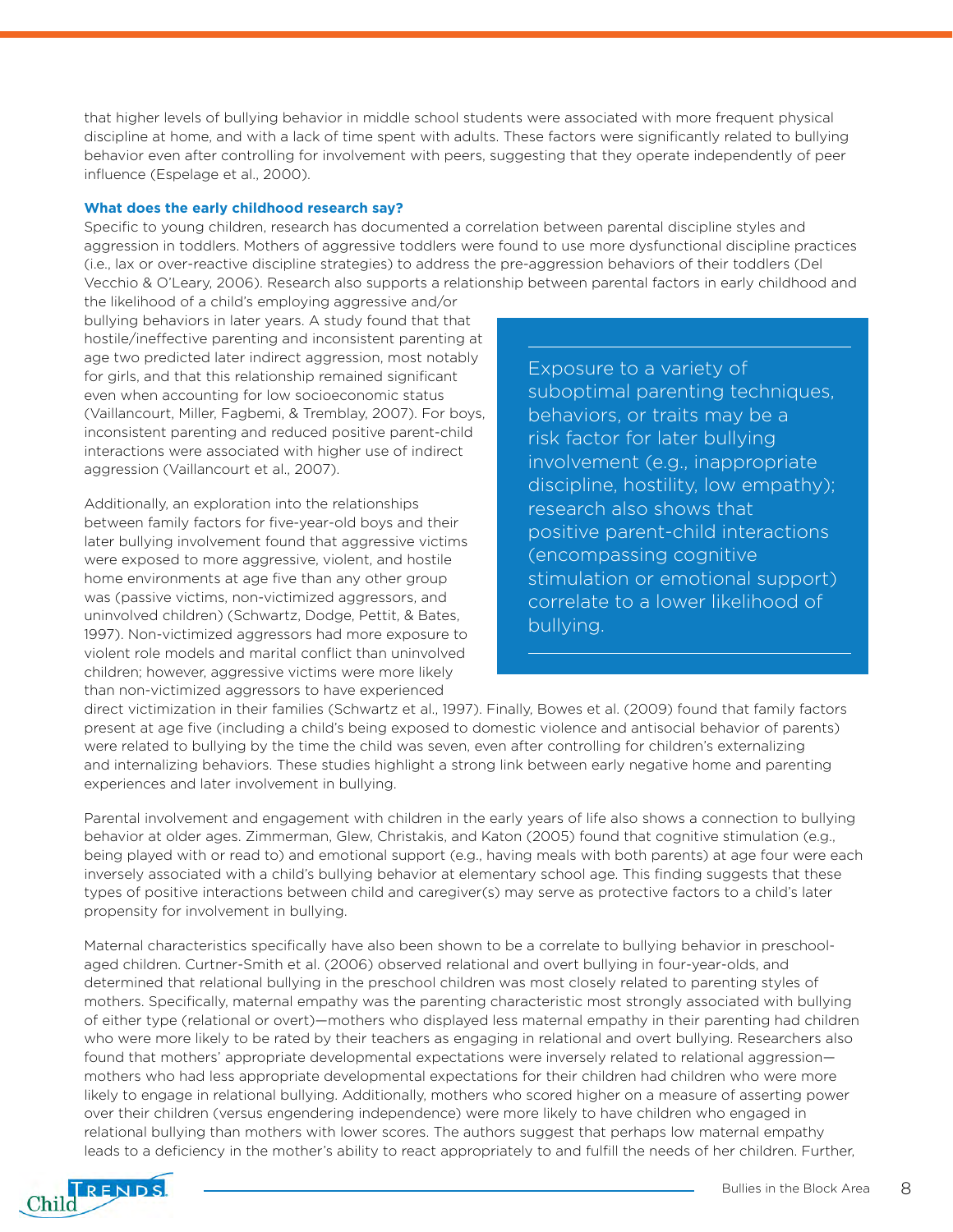that higher levels of bullying behavior in middle school students were associated with more frequent physical discipline at home, and with a lack of time spent with adults. These factors were significantly related to bullying behavior even after controlling for involvement with peers, suggesting that they operate independently of peer influence (Espelage et al., 2000).

**What does the early childhood research say?**

Specific to young children, research has documented a correlation between parental discipline styles and aggression in toddlers. Mothers of aggressive toddlers were found to use more dysfunctional discipline practices (i.e., lax or over-reactive discipline strategies) to address the pre-aggression behaviors of their toddlers (Del Vecchio & O'Leary, 2006). Research also supports a relationship between parental factors in early childhood and the likelihood of a child's employing aggressive and/or bullying behaviors in later years. A study found that that hostile/ineffective parenting and inconsistent parenting at age two predicted later indirect aggression, most notably for girls, and that this relationship remained significant even when accounting for low socioeconomic status (Vaillancourt, Miller, Fagbemi, & Tremblay, 2007). For boys, inconsistent parenting and reduced positive parent-child interactions were associated with higher use of indirect aggression (Vaillancourt et al., 2007).

> Exposure to a variety of suboptimal parenting techniques, behaviors, or traits may be a risk factor for later bullying involvement (e.g., inappropriate discipline, hostility, low empathy); research also shows that positive parent-child interactions (encompassing cognitive stimulation or emotional support) correlate to a lower likelihood of bullying.

Additionally, an exploration into the relationships between family factors for five-year-old boys and their later bullying involvement found that aggressive victims were exposed to more aggressive, violent, and hostile home environments at age five than any other group was (passive victims, non-victimized aggressors, and uninvolved children) (Schwartz, Dodge, Pettit, & Bates, 1997). Non-victimized aggressors had more exposure to violent role models and marital conflict than uninvolved children; however, aggressive victims were more likely than non-victimized aggressors to have experienced direct victimization in their families (Schwartz et al., 1997). Finally, Bowes et al. (2009) found that family factors present at age five (including a child's being exposed to domestic violence and antisocial behavior of parents) were related to bullying by the time the child was seven, even after controlling for children's externalizing and internalizing behaviors. These studies highlight a strong link between early negative home and parenting experiences and later involvement in bullying.

Parental involvement and engagement with children in the early years of life also shows a connection to bullying behavior at older ages. Zimmerman, Glew, Christakis, and Katon (2005) found that cognitive stimulation (e.g., being played with or read to) and emotional support (e.g., having meals with both parents) at age four were each inversely associated with a child's bullying behavior at elementary school age. This finding suggests that these types of positive interactions between child and caregiver(s) may serve as protective factors to a child's later propensity for involvement in bullying.

Maternal characteristics specifically have also been shown to be a correlate to bullying behavior in preschool-aged children. Curtner-Smith et al. (2006) observed relational and overt bullying in four-year-olds, and determined that relational bullying in the preschool children was most closely related to parenting styles of mothers. Specifically, maternal empathy was the parenting characteristic most strongly associated with bullying of either type (relational or overt)—mothers who displayed less maternal empathy in their parenting had children who were more likely to be rated by their teachers as engaging in relational and overt bullying. Researchers also found that mothers' appropriate developmental expectations were inversely related to relational aggression—mothers who had less appropriate developmental expectations for their children had children who were more likely to engage in relational bullying. Additionally, mothers who scored higher on a measure of asserting power over their children (versus engendering independence) were more likely to have children who engaged in relational bullying than mothers with lower scores. The authors suggest that perhaps low maternal empathy leads to a deficiency in the mother's ability to react appropriately to and fulfill the needs of her children. Further,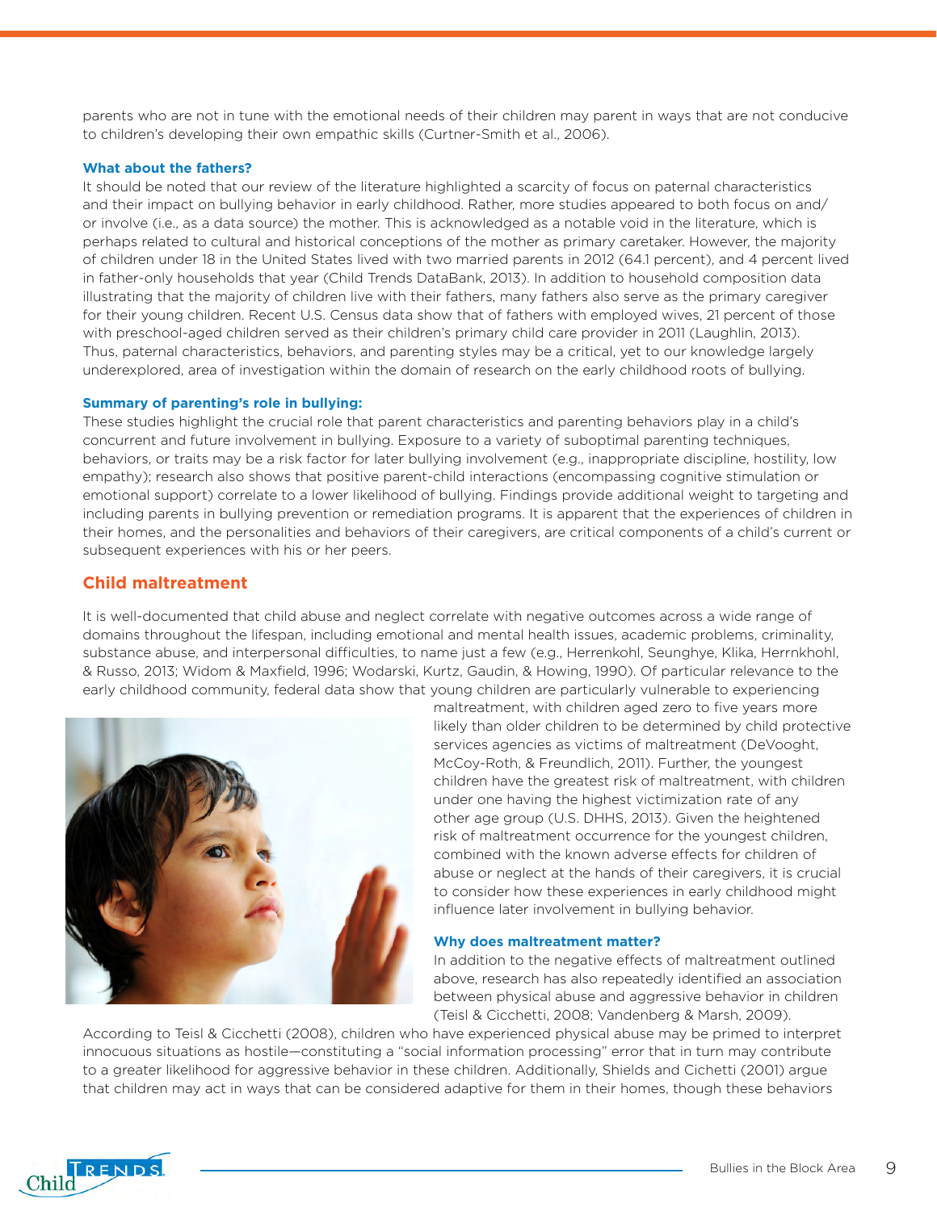parents who are not in tune with the emotional needs of their children may parent in ways that are not conducive to children's developing their own empathic skills (Curtner-Smith et al., 2006).

### What about the fathers?

It should be noted that our review of the literature highlighted a scarcity of focus on paternal characteristics and their impact on bullying behavior in early childhood. Rather, more studies appeared to both focus on and/or involve (i.e., as a data source) the mother. This is acknowledged as a notable void in the literature, which is perhaps related to cultural and historical conceptions of the mother as primary caretaker. However, the majority of children under 18 in the United States lived with two married parents in 2012 (64.1 percent), and 4 percent lived in father-only households that year (Child Trends DataBank, 2013). In addition to household composition data illustrating that the majority of children live with their fathers, many fathers also serve as the primary caregiver for their young children. Recent U.S. Census data show that of fathers with employed wives, 21 percent of those with preschool-aged children served as their children's primary child care provider in 2011 (Laughlin, 2013). Thus, paternal characteristics, behaviors, and parenting styles may be a critical, yet to our knowledge largely underexplored, area of investigation within the domain of research on the early childhood roots of bullying.

### Summary of parenting's role in bullying:

These studies highlight the crucial role that parent characteristics and parenting behaviors play in a child's concurrent and future involvement in bullying. Exposure to a variety of suboptimal parenting techniques, behaviors, or traits may be a risk factor for later bullying involvement (e.g., inappropriate discipline, hostility, low empathy); research also shows that positive parent-child interactions (encompassing cognitive stimulation or emotional support) correlate to a lower likelihood of bullying. Findings provide additional weight to targeting and including parents in bullying prevention or remediation programs. It is apparent that the experiences of children in their homes, and the personalities and behaviors of their caregivers, are critical components of a child's current or subsequent experiences with his or her peers.

## Child maltreatment

It is well-documented that child abuse and neglect correlate with negative outcomes across a wide range of domains throughout the lifespan, including emotional and mental health issues, academic problems, criminality, substance abuse, and interpersonal difficulties, to name just a few (e.g., Herrenkohl, Seunghye, Klika, Herrnkhohl, & Russo, 2013; Widom & Maxfield, 1996; Wodarski, Kurtz, Gaudin, & Howing, 1990). Of particular relevance to the early childhood community, federal data show that young children are particularly vulnerable to experiencing maltreatment, with children aged zero to five years more likely than older children to be determined by child protective services agencies as victims of maltreatment (DeVooght, McCoy-Roth, & Freundlich, 2011). Further, the youngest children have the greatest risk of maltreatment, with children under one having the highest victimization rate of any other age group (U.S. DHHS, 2013). Given the heightened risk of maltreatment occurrence for the youngest children, combined with the known adverse effects for children of abuse or neglect at the hands of their caregivers, it is crucial to consider how these experiences in early childhood might influence later involvement in bullying behavior.

### Why does maltreatment matter?

In addition to the negative effects of maltreatment outlined above, research has also repeatedly identified an association between physical abuse and aggressive behavior in children (Teisl & Cicchetti, 2008; Vandenberg & Marsh, 2009). According to Teisl & Cicchetti (2008), children who have experienced physical abuse may be primed to interpret innocuous situations as hostile—constituting a "social information processing" error that in turn may contribute to a greater likelihood for aggressive behavior in these children. Additionally, Shields and Cichetti (2001) argue that children may act in ways that can be considered adaptive for them in their homes, though these behaviors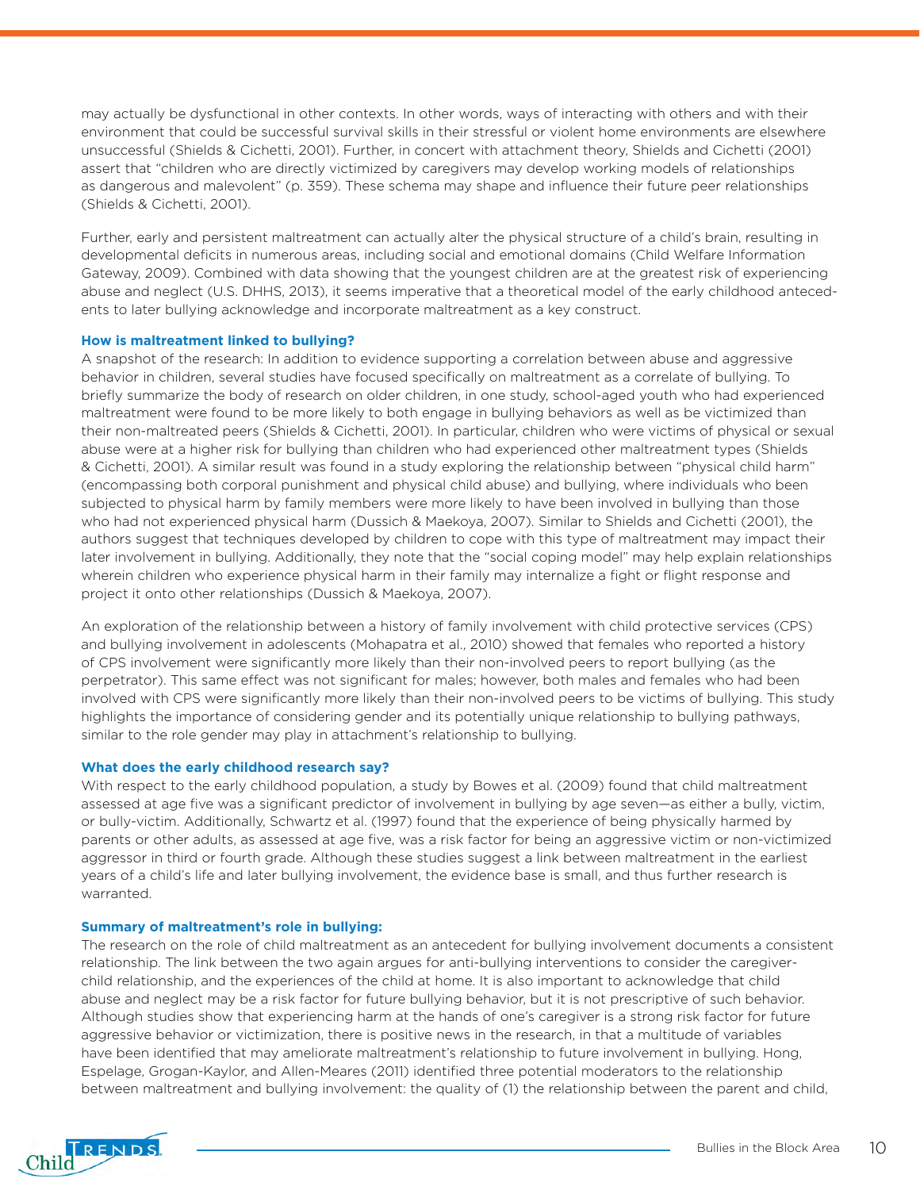may actually be dysfunctional in other contexts. In other words, ways of interacting with others and with their environment that could be successful survival skills in their stressful or violent home environments are elsewhere unsuccessful (Shields & Cichetti, 2001). Further, in concert with attachment theory, Shields and Cichetti (2001) assert that "children who are directly victimized by caregivers may develop working models of relationships as dangerous and malevolent" (p. 359). These schema may shape and influence their future peer relationships (Shields & Cichetti, 2001).

Further, early and persistent maltreatment can actually alter the physical structure of a child's brain, resulting in developmental deficits in numerous areas, including social and emotional domains (Child Welfare Information Gateway, 2009). Combined with data showing that the youngest children are at the greatest risk of experiencing abuse and neglect (U.S. DHHS, 2013), it seems imperative that a theoretical model of the early childhood antecedents to later bullying acknowledge and incorporate maltreatment as a key construct.

**How is maltreatment linked to bullying?**

A snapshot of the research: In addition to evidence supporting a correlation between abuse and aggressive behavior in children, several studies have focused specifically on maltreatment as a correlate of bullying. To briefly summarize the body of research on older children, in one study, school-aged youth who had experienced maltreatment were found to be more likely to both engage in bullying behaviors as well as be victimized than their non-maltreated peers (Shields & Cichetti, 2001). In particular, children who were victims of physical or sexual abuse were at a higher risk for bullying than children who had experienced other maltreatment types (Shields & Cichetti, 2001). A similar result was found in a study exploring the relationship between "physical child harm" (encompassing both corporal punishment and physical child abuse) and bullying, where individuals who been subjected to physical harm by family members were more likely to have been involved in bullying than those who had not experienced physical harm (Dussich & Maekoya, 2007). Similar to Shields and Cichetti (2001), the authors suggest that techniques developed by children to cope with this type of maltreatment may impact their later involvement in bullying. Additionally, they note that the "social coping model" may help explain relationships wherein children who experience physical harm in their family may internalize a fight or flight response and project it onto other relationships (Dussich & Maekoya, 2007).

An exploration of the relationship between a history of family involvement with child protective services (CPS) and bullying involvement in adolescents (Mohapatra et al., 2010) showed that females who reported a history of CPS involvement were significantly more likely than their non-involved peers to report bullying (as the perpetrator). This same effect was not significant for males; however, both males and females who had been involved with CPS were significantly more likely than their non-involved peers to be victims of bullying. This study highlights the importance of considering gender and its potentially unique relationship to bullying pathways, similar to the role gender may play in attachment's relationship to bullying.

**What does the early childhood research say?**

With respect to the early childhood population, a study by Bowes et al. (2009) found that child maltreatment assessed at age five was a significant predictor of involvement in bullying by age seven—as either a bully, victim, or bully-victim. Additionally, Schwartz et al. (1997) found that the experience of being physically harmed by parents or other adults, as assessed at age five, was a risk factor for being an aggressive victim or non-victimized aggressor in third or fourth grade. Although these studies suggest a link between maltreatment in the earliest years of a child's life and later bullying involvement, the evidence base is small, and thus further research is warranted.

**Summary of maltreatment's role in bullying:**

The research on the role of child maltreatment as an antecedent for bullying involvement documents a consistent relationship. The link between the two again argues for anti-bullying interventions to consider the caregiver-child relationship, and the experiences of the child at home. It is also important to acknowledge that child abuse and neglect may be a risk factor for future bullying behavior, but it is not prescriptive of such behavior. Although studies show that experiencing harm at the hands of one's caregiver is a strong risk factor for future aggressive behavior or victimization, there is positive news in the research, in that a multitude of variables have been identified that may ameliorate maltreatment's relationship to future involvement in bullying. Hong, Espelage, Grogan-Kaylor, and Allen-Meares (2011) identified three potential moderators to the relationship between maltreatment and bullying involvement: the quality of (1) the relationship between the parent and child,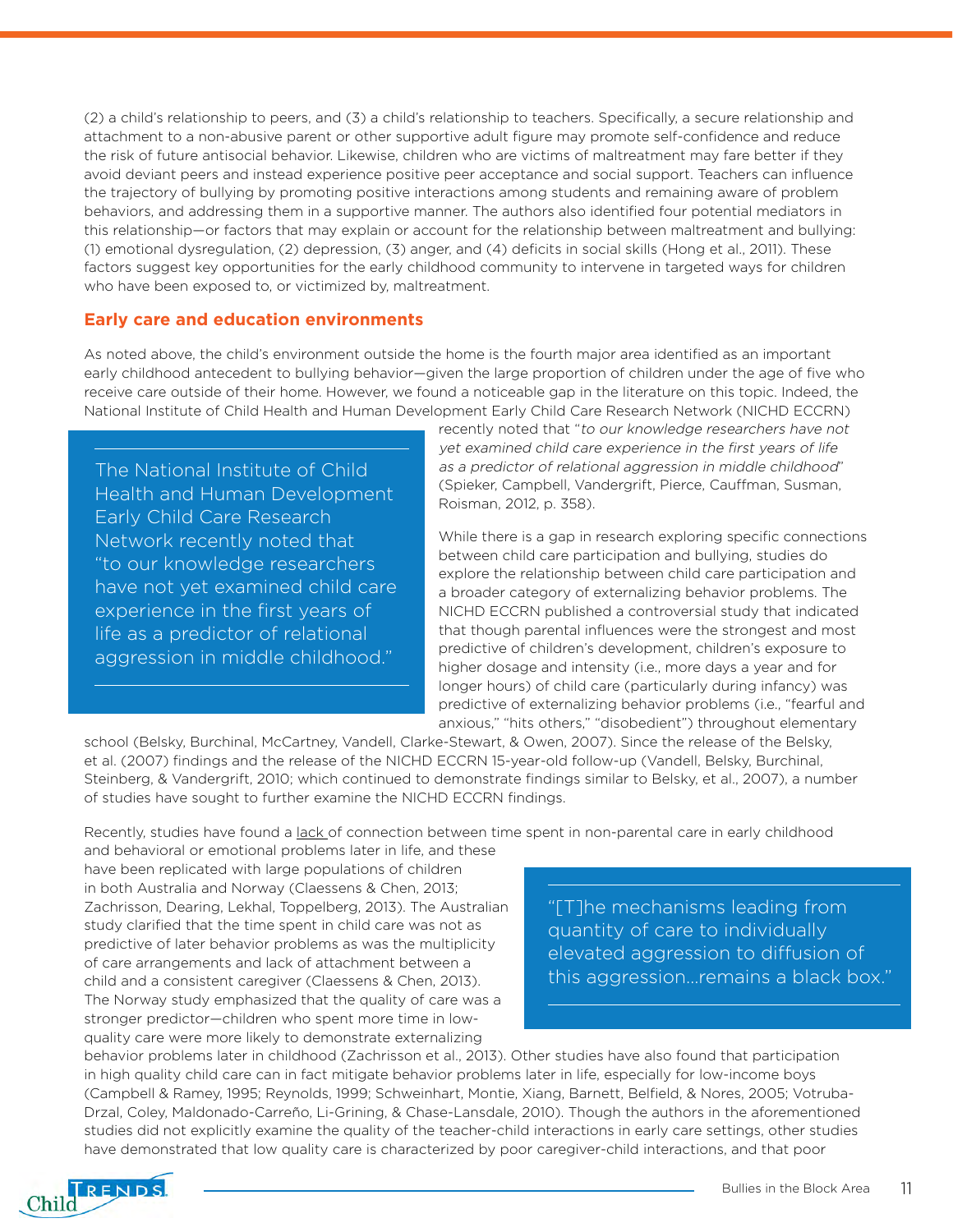(2) a child's relationship to peers, and (3) a child's relationship to teachers. Specifically, a secure relationship and attachment to a non-abusive parent or other supportive adult figure may promote self-confidence and reduce the risk of future antisocial behavior. Likewise, children who are victims of maltreatment may fare better if they avoid deviant peers and instead experience positive peer acceptance and social support. Teachers can influence the trajectory of bullying by promoting positive interactions among students and remaining aware of problem behaviors, and addressing them in a supportive manner. The authors also identified four potential mediators in this relationship—or factors that may explain or account for the relationship between maltreatment and bullying: (1) emotional dysregulation, (2) depression, (3) anger, and (4) deficits in social skills (Hong et al., 2011). These factors suggest key opportunities for the early childhood community to intervene in targeted ways for children who have been exposed to, or victimized by, maltreatment.

## Early care and education environments

As noted above, the child's environment outside the home is the fourth major area identified as an important early childhood antecedent to bullying behavior—given the large proportion of children under the age of five who receive care outside of their home. However, we found a noticeable gap in the literature on this topic. Indeed, the National Institute of Child Health and Human Development Early Child Care Research Network (NICHD ECCRN) recently noted that "*to our knowledge researchers have not yet examined child care experience in the first years of life as a predictor of relational aggression in middle childhood*" (Spieker, Campbell, Vandergrift, Pierce, Cauffman, Susman, Roisman, 2012, p. 358).

> The National Institute of Child Health and Human Development Early Child Care Research Network recently noted that "to our knowledge researchers have not yet examined child care experience in the first years of life as a predictor of relational aggression in middle childhood."

While there is a gap in research exploring specific connections between child care participation and bullying, studies do explore the relationship between child care participation and a broader category of externalizing behavior problems. The NICHD ECCRN published a controversial study that indicated that though parental influences were the strongest and most predictive of children's development, children's exposure to higher dosage and intensity (i.e., more days a year and for longer hours) of child care (particularly during infancy) was predictive of externalizing behavior problems (i.e., "fearful and anxious," "hits others," "disobedient") throughout elementary school (Belsky, Burchinal, McCartney, Vandell, Clarke-Stewart, & Owen, 2007). Since the release of the Belsky, et al. (2007) findings and the release of the NICHD ECCRN 15-year-old follow-up (Vandell, Belsky, Burchinal, Steinberg, & Vandergrift, 2010; which continued to demonstrate findings similar to Belsky, et al., 2007), a number of studies have sought to further examine the NICHD ECCRN findings.

Recently, studies have found a <u>lack</u> of connection between time spent in non-parental care in early childhood and behavioral or emotional problems later in life, and these have been replicated with large populations of children in both Australia and Norway (Claessens & Chen, 2013; Zachrisson, Dearing, Lekhal, Toppelberg, 2013). The Australian study clarified that the time spent in child care was not as predictive of later behavior problems as was the multiplicity of care arrangements and lack of attachment between a child and a consistent caregiver (Claessens & Chen, 2013). The Norway study emphasized that the quality of care was a stronger predictor—children who spent more time in low-quality care were more likely to demonstrate externalizing behavior problems later in childhood (Zachrisson et al., 2013). Other studies have also found that participation in high quality child care can in fact mitigate behavior problems later in life, especially for low-income boys (Campbell & Ramey, 1995; Reynolds, 1999; Schweinhart, Montie, Xiang, Barnett, Belfield, & Nores, 2005; Votruba-Drzal, Coley, Maldonado-Carreño, Li-Grining, & Chase-Lansdale, 2010). Though the authors in the aforementioned studies did not explicitly examine the quality of the teacher-child interactions in early care settings, other studies have demonstrated that low quality care is characterized by poor caregiver-child interactions, and that poor

> "[T]he mechanisms leading from quantity of care to individually elevated aggression to diffusion of this aggression...remains a black box."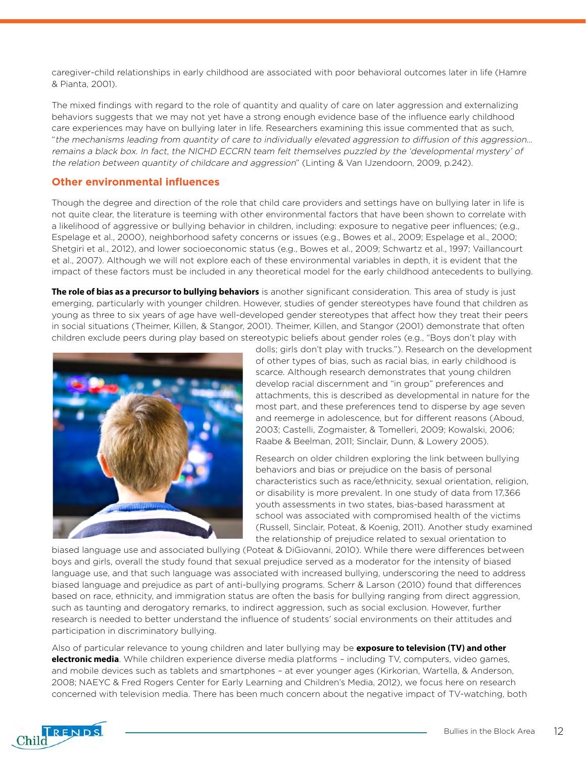caregiver-child relationships in early childhood are associated with poor behavioral outcomes later in life (Hamre & Pianta, 2001).

The mixed findings with regard to the role of quantity and quality of care on later aggression and externalizing behaviors suggests that we may not yet have a strong enough evidence base of the influence early childhood care experiences may have on bullying later in life. Researchers examining this issue commented that as such, "*the mechanisms leading from quantity of care to individually elevated aggression to diffusion of this aggression... remains a black box. In fact, the NICHD ECCRN team felt themselves puzzled by the 'developmental mystery' of the relation between quantity of childcare and aggression*" (Linting & Van IJzendoorn, 2009, p.242).

## Other environmental influences

Though the degree and direction of the role that child care providers and settings have on bullying later in life is not quite clear, the literature is teeming with other environmental factors that have been shown to correlate with a likelihood of aggressive or bullying behavior in children, including: exposure to negative peer influences; (e.g., Espelage et al., 2000), neighborhood safety concerns or issues (e.g., Bowes et al., 2009; Espelage et al., 2000; Shetgiri et al., 2012), and lower socioeconomic status (e.g., Bowes et al., 2009; Schwartz et al., 1997; Vaillancourt et al., 2007). Although we will not explore each of these environmental variables in depth, it is evident that the impact of these factors must be included in any theoretical model for the early childhood antecedents to bullying.

**The role of bias as a precursor to bullying behaviors** is another significant consideration. This area of study is just emerging, particularly with younger children. However, studies of gender stereotypes have found that children as young as three to six years of age have well-developed gender stereotypes that affect how they treat their peers in social situations (Theimer, Killen, & Stangor, 2001). Theimer, Killen, and Stangor (2001) demonstrate that often children exclude peers during play based on stereotypic beliefs about gender roles (e.g., "Boys don't play with dolls; girls don't play with trucks."). Research on the development of other types of bias, such as racial bias, in early childhood is scarce. Although research demonstrates that young children develop racial discernment and "in group" preferences and attachments, this is described as developmental in nature for the most part, and these preferences tend to disperse by age seven and reemerge in adolescence, but for different reasons (Aboud, 2003; Castelli, Zogmaister, & Tomelleri, 2009; Kowalski, 2006; Raabe & Beelman, 2011; Sinclair, Dunn, & Lowery 2005).

Research on older children exploring the link between bullying behaviors and bias or prejudice on the basis of personal characteristics such as race/ethnicity, sexual orientation, religion, or disability is more prevalent. In one study of data from 17,366 youth assessments in two states, bias-based harassment at school was associated with compromised health of the victims (Russell, Sinclair, Poteat, & Koenig, 2011). Another study examined the relationship of prejudice related to sexual orientation to biased language use and associated bullying (Poteat & DiGiovanni, 2010). While there were differences between boys and girls, overall the study found that sexual prejudice served as a moderator for the intensity of biased language use, and that such language was associated with increased bullying, underscoring the need to address biased language and prejudice as part of anti-bullying programs. Scherr & Larson (2010) found that differences based on race, ethnicity, and immigration status are often the basis for bullying ranging from direct aggression, such as taunting and derogatory remarks, to indirect aggression, such as social exclusion. However, further research is needed to better understand the influence of students' social environments on their attitudes and participation in discriminatory bullying.

Also of particular relevance to young children and later bullying may be **exposure to television (TV) and other electronic media**. While children experience diverse media platforms – including TV, computers, video games, and mobile devices such as tablets and smartphones – at ever younger ages (Kirkorian, Wartella, & Anderson, 2008; NAEYC & Fred Rogers Center for Early Learning and Children's Media, 2012), we focus here on research concerned with television media. There has been much concern about the negative impact of TV-watching, both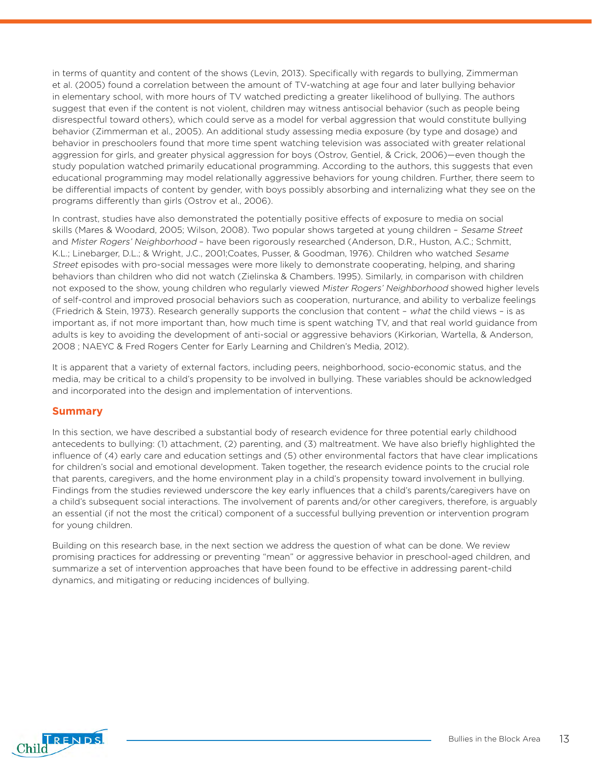in terms of quantity and content of the shows (Levin, 2013). Specifically with regards to bullying, Zimmerman et al. (2005) found a correlation between the amount of TV-watching at age four and later bullying behavior in elementary school, with more hours of TV watched predicting a greater likelihood of bullying. The authors suggest that even if the content is not violent, children may witness antisocial behavior (such as people being disrespectful toward others), which could serve as a model for verbal aggression that would constitute bullying behavior (Zimmerman et al., 2005). An additional study assessing media exposure (by type and dosage) and behavior in preschoolers found that more time spent watching television was associated with greater relational aggression for girls, and greater physical aggression for boys (Ostrov, Gentiel, & Crick, 2006)—even though the study population watched primarily educational programming. According to the authors, this suggests that even educational programming may model relationally aggressive behaviors for young children. Further, there seem to be differential impacts of content by gender, with boys possibly absorbing and internalizing what they see on the programs differently than girls (Ostrov et al., 2006).

In contrast, studies have also demonstrated the potentially positive effects of exposure to media on social skills (Mares & Woodard, 2005; Wilson, 2008). Two popular shows targeted at young children – *Sesame Street* and *Mister Rogers' Neighborhood* – have been rigorously researched (Anderson, D.R., Huston, A.C.; Schmitt, K.L.; Linebarger, D.L.; & Wright, J.C., 2001;Coates, Pusser, & Goodman, 1976). Children who watched *Sesame Street* episodes with pro-social messages were more likely to demonstrate cooperating, helping, and sharing behaviors than children who did not watch (Zielinska & Chambers. 1995). Similarly, in comparison with children not exposed to the show, young children who regularly viewed *Mister Rogers' Neighborhood* showed higher levels of self-control and improved prosocial behaviors such as cooperation, nurturance, and ability to verbalize feelings (Friedrich & Stein, 1973). Research generally supports the conclusion that content – *what* the child views – is as important as, if not more important than, how much time is spent watching TV, and that real world guidance from adults is key to avoiding the development of anti-social or aggressive behaviors (Kirkorian, Wartella, & Anderson, 2008 ; NAEYC & Fred Rogers Center for Early Learning and Children's Media, 2012).

It is apparent that a variety of external factors, including peers, neighborhood, socio-economic status, and the media, may be critical to a child's propensity to be involved in bullying. These variables should be acknowledged and incorporated into the design and implementation of interventions.

## Summary

In this section, we have described a substantial body of research evidence for three potential early childhood antecedents to bullying: (1) attachment, (2) parenting, and (3) maltreatment. We have also briefly highlighted the influence of (4) early care and education settings and (5) other environmental factors that have clear implications for children's social and emotional development. Taken together, the research evidence points to the crucial role that parents, caregivers, and the home environment play in a child's propensity toward involvement in bullying. Findings from the studies reviewed underscore the key early influences that a child's parents/caregivers have on a child's subsequent social interactions. The involvement of parents and/or other caregivers, therefore, is arguably an essential (if not the most the critical) component of a successful bullying prevention or intervention program for young children.

Building on this research base, in the next section we address the question of what can be done. We review promising practices for addressing or preventing "mean" or aggressive behavior in preschool-aged children, and summarize a set of intervention approaches that have been found to be effective in addressing parent-child dynamics, and mitigating or reducing incidences of bullying.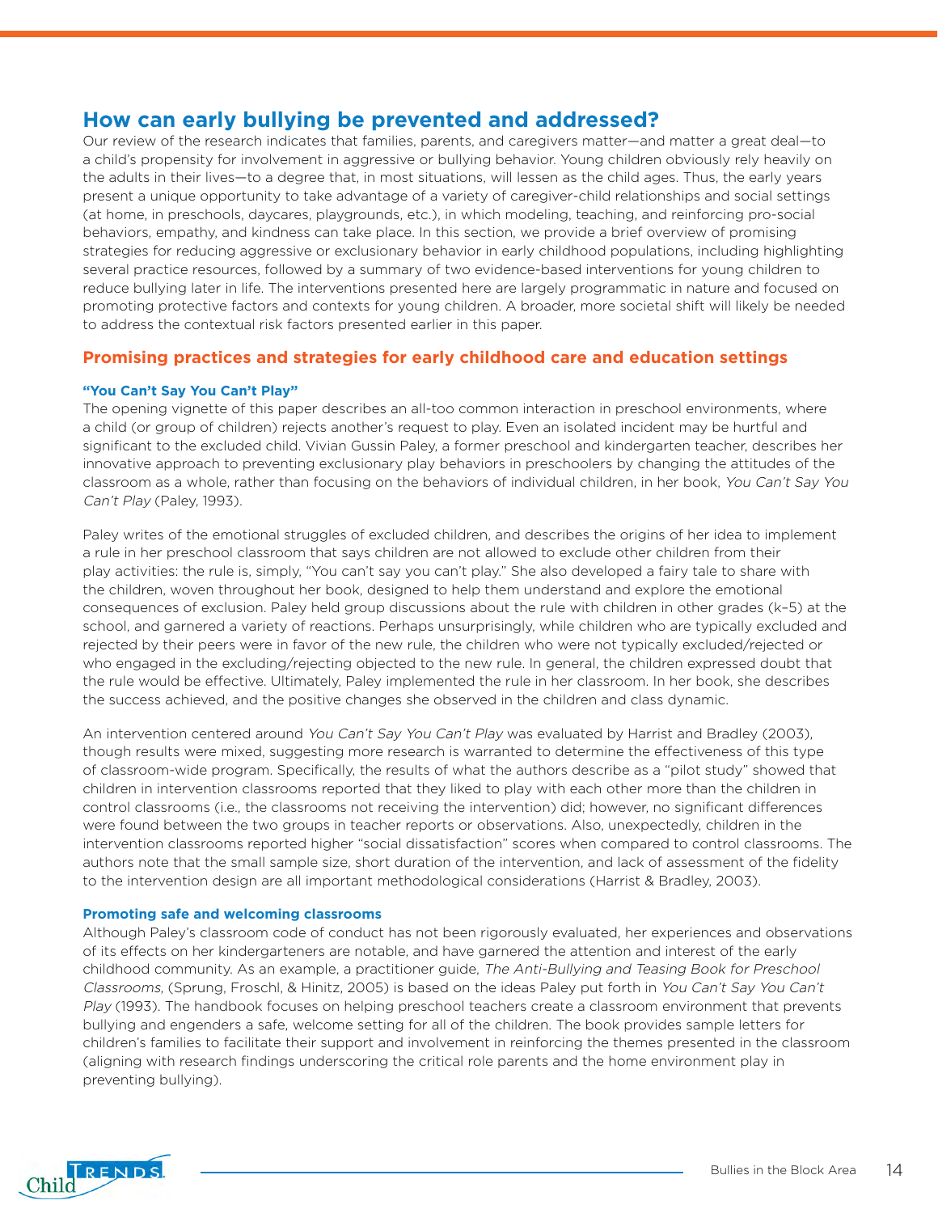## How can early bullying be prevented and addressed?

Our review of the research indicates that families, parents, and caregivers matter—and matter a great deal—to a child's propensity for involvement in aggressive or bullying behavior. Young children obviously rely heavily on the adults in their lives—to a degree that, in most situations, will lessen as the child ages. Thus, the early years present a unique opportunity to take advantage of a variety of caregiver-child relationships and social settings (at home, in preschools, daycares, playgrounds, etc.), in which modeling, teaching, and reinforcing pro-social behaviors, empathy, and kindness can take place. In this section, we provide a brief overview of promising strategies for reducing aggressive or exclusionary behavior in early childhood populations, including highlighting several practice resources, followed by a summary of two evidence-based interventions for young children to reduce bullying later in life. The interventions presented here are largely programmatic in nature and focused on promoting protective factors and contexts for young children. A broader, more societal shift will likely be needed to address the contextual risk factors presented earlier in this paper.

### Promising practices and strategies for early childhood care and education settings

#### "You Can't Say You Can't Play"

The opening vignette of this paper describes an all-too common interaction in preschool environments, where a child (or group of children) rejects another's request to play. Even an isolated incident may be hurtful and significant to the excluded child. Vivian Gussin Paley, a former preschool and kindergarten teacher, describes her innovative approach to preventing exclusionary play behaviors in preschoolers by changing the attitudes of the classroom as a whole, rather than focusing on the behaviors of individual children, in her book, *You Can't Say You Can't Play* (Paley, 1993).

Paley writes of the emotional struggles of excluded children, and describes the origins of her idea to implement a rule in her preschool classroom that says children are not allowed to exclude other children from their play activities: the rule is, simply, "You can't say you can't play." She also developed a fairy tale to share with the children, woven throughout her book, designed to help them understand and explore the emotional consequences of exclusion. Paley held group discussions about the rule with children in other grades (k–5) at the school, and garnered a variety of reactions. Perhaps unsurprisingly, while children who are typically excluded and rejected by their peers were in favor of the new rule, the children who were not typically excluded/rejected or who engaged in the excluding/rejecting objected to the new rule. In general, the children expressed doubt that the rule would be effective. Ultimately, Paley implemented the rule in her classroom. In her book, she describes the success achieved, and the positive changes she observed in the children and class dynamic.

An intervention centered around *You Can't Say You Can't Play* was evaluated by Harrist and Bradley (2003), though results were mixed, suggesting more research is warranted to determine the effectiveness of this type of classroom-wide program. Specifically, the results of what the authors describe as a "pilot study" showed that children in intervention classrooms reported that they liked to play with each other more than the children in control classrooms (i.e., the classrooms not receiving the intervention) did; however, no significant differences were found between the two groups in teacher reports or observations. Also, unexpectedly, children in the intervention classrooms reported higher "social dissatisfaction" scores when compared to control classrooms. The authors note that the small sample size, short duration of the intervention, and lack of assessment of the fidelity to the intervention design are all important methodological considerations (Harrist & Bradley, 2003).

#### Promoting safe and welcoming classrooms

Although Paley's classroom code of conduct has not been rigorously evaluated, her experiences and observations of its effects on her kindergarteners are notable, and have garnered the attention and interest of the early childhood community. As an example, a practitioner guide, *The Anti-Bullying and Teasing Book for Preschool Classrooms*, (Sprung, Froschl, & Hinitz, 2005) is based on the ideas Paley put forth in *You Can't Say You Can't Play* (1993). The handbook focuses on helping preschool teachers create a classroom environment that prevents bullying and engenders a safe, welcome setting for all of the children. The book provides sample letters for children's families to facilitate their support and involvement in reinforcing the themes presented in the classroom (aligning with research findings underscoring the critical role parents and the home environment play in preventing bullying).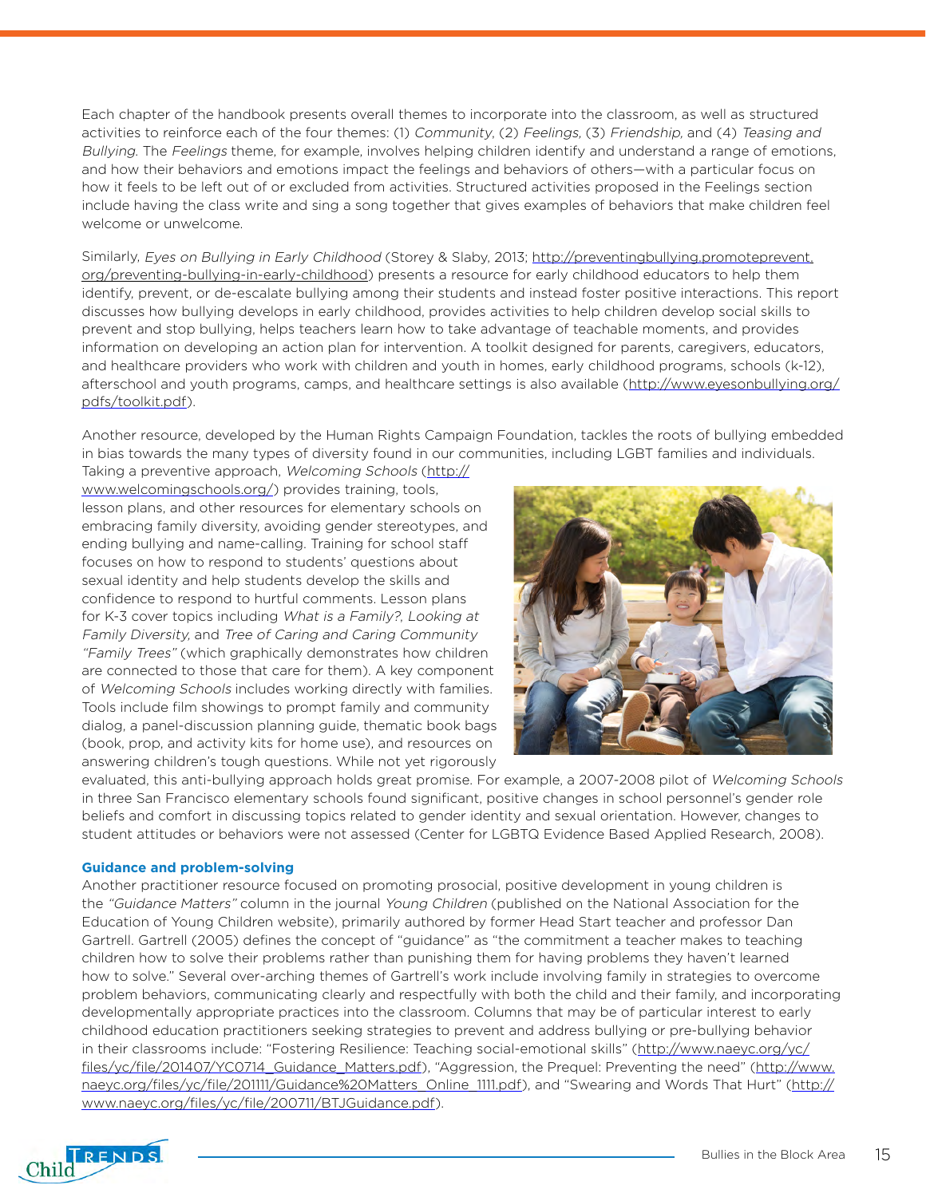Each chapter of the handbook presents overall themes to incorporate into the classroom, as well as structured activities to reinforce each of the four themes: (1) *Community*, (2) *Feelings*, (3) *Friendship*, and (4) *Teasing and Bullying*. The *Feelings* theme, for example, involves helping children identify and understand a range of emotions, and how their behaviors and emotions impact the feelings and behaviors of others—with a particular focus on how it feels to be left out of or excluded from activities. Structured activities proposed in the Feelings section include having the class write and sing a song together that gives examples of behaviors that make children feel welcome or unwelcome.

Similarly, *Eyes on Bullying in Early Childhood* (Storey & Slaby, 2013; http://preventingbullying.promoteprevent.org/preventing-bullying-in-early-childhood) presents a resource for early childhood educators to help them identify, prevent, or de-escalate bullying among their students and instead foster positive interactions. This report discusses how bullying develops in early childhood, provides activities to help children develop social skills to prevent and stop bullying, helps teachers learn how to take advantage of teachable moments, and provides information on developing an action plan for intervention. A toolkit designed for parents, caregivers, educators, and healthcare providers who work with children and youth in homes, early childhood programs, schools (k-12), afterschool and youth programs, camps, and healthcare settings is also available (http://www.eyesonbullying.org/pdfs/toolkit.pdf).

Another resource, developed by the Human Rights Campaign Foundation, tackles the roots of bullying embedded in bias towards the many types of diversity found in our communities, including LGBT families and individuals. Taking a preventive approach, *Welcoming Schools* (http://www.welcomingschools.org/) provides training, tools, lesson plans, and other resources for elementary schools on embracing family diversity, avoiding gender stereotypes, and ending bullying and name-calling. Training for school staff focuses on how to respond to students' questions about sexual identity and help students develop the skills and confidence to respond to hurtful comments. Lesson plans for K-3 cover topics including *What is a Family?*, *Looking at Family Diversity*, and *Tree of Caring and Caring Community "Family Trees"* (which graphically demonstrates how children are connected to those that care for them). A key component of *Welcoming Schools* includes working directly with families. Tools include film showings to prompt family and community dialog, a panel-discussion planning guide, thematic book bags (book, prop, and activity kits for home use), and resources on answering children's tough questions. While not yet rigorously evaluated, this anti-bullying approach holds great promise. For example, a 2007-2008 pilot of *Welcoming Schools* in three San Francisco elementary schools found significant, positive changes in school personnel's gender role beliefs and comfort in discussing topics related to gender identity and sexual orientation. However, changes to student attitudes or behaviors were not assessed (Center for LGBTQ Evidence Based Applied Research, 2008).

**Guidance and problem-solving**

Another practitioner resource focused on promoting prosocial, positive development in young children is the *"Guidance Matters"* column in the journal *Young Children* (published on the National Association for the Education of Young Children website), primarily authored by former Head Start teacher and professor Dan Gartrell. Gartrell (2005) defines the concept of "guidance" as "the commitment a teacher makes to teaching children how to solve their problems rather than punishing them for having problems they haven't learned how to solve." Several over-arching themes of Gartrell's work include involving family in strategies to overcome problem behaviors, communicating clearly and respectfully with both the child and their family, and incorporating developmentally appropriate practices into the classroom. Columns that may be of particular interest to early childhood education practitioners seeking strategies to prevent and address bullying or pre-bullying behavior in their classrooms include: "Fostering Resilience: Teaching social-emotional skills" (http://www.naeyc.org/yc/files/yc/file/201407/YC0714_Guidance_Matters.pdf), "Aggression, the Prequel: Preventing the need" (http://www.naeyc.org/files/yc/file/201111/Guidance%20Matters_Online_1111.pdf), and "Swearing and Words That Hurt" (http://www.naeyc.org/files/yc/file/200711/BTJGuidance.pdf).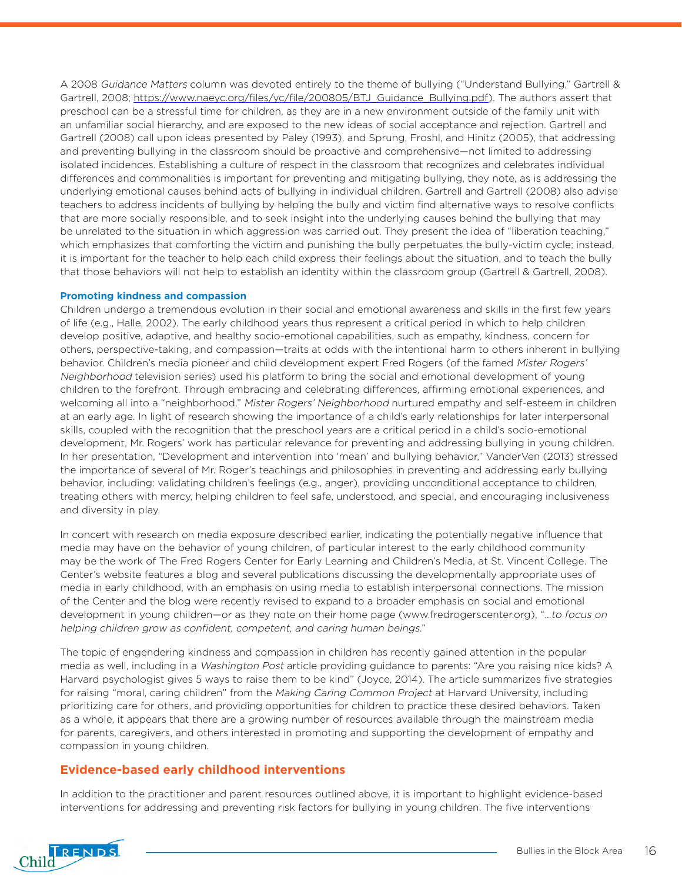A 2008 *Guidance Matters* column was devoted entirely to the theme of bullying ("Understand Bullying," Gartrell & Gartrell, 2008; https://www.naeyc.org/files/yc/file/200805/BTJ_Guidance_Bullying.pdf). The authors assert that preschool can be a stressful time for children, as they are in a new environment outside of the family unit with an unfamiliar social hierarchy, and are exposed to the new ideas of social acceptance and rejection. Gartrell and Gartrell (2008) call upon ideas presented by Paley (1993), and Sprung, Froshl, and Hinitz (2005), that addressing and preventing bullying in the classroom should be proactive and comprehensive—not limited to addressing isolated incidences. Establishing a culture of respect in the classroom that recognizes and celebrates individual differences and commonalities is important for preventing and mitigating bullying, they note, as is addressing the underlying emotional causes behind acts of bullying in individual children. Gartrell and Gartrell (2008) also advise teachers to address incidents of bullying by helping the bully and victim find alternative ways to resolve conflicts that are more socially responsible, and to seek insight into the underlying causes behind the bullying that may be unrelated to the situation in which aggression was carried out. They present the idea of "liberation teaching," which emphasizes that comforting the victim and punishing the bully perpetuates the bully-victim cycle; instead, it is important for the teacher to help each child express their feelings about the situation, and to teach the bully that those behaviors will not help to establish an identity within the classroom group (Gartrell & Gartrell, 2008).

### Promoting kindness and compassion

Children undergo a tremendous evolution in their social and emotional awareness and skills in the first few years of life (e.g., Halle, 2002). The early childhood years thus represent a critical period in which to help children develop positive, adaptive, and healthy socio-emotional capabilities, such as empathy, kindness, concern for others, perspective-taking, and compassion—traits at odds with the intentional harm to others inherent in bullying behavior. Children's media pioneer and child development expert Fred Rogers (of the famed *Mister Rogers' Neighborhood* television series) used his platform to bring the social and emotional development of young children to the forefront. Through embracing and celebrating differences, affirming emotional experiences, and welcoming all into a "neighborhood," *Mister Rogers' Neighborhood* nurtured empathy and self-esteem in children at an early age. In light of research showing the importance of a child's early relationships for later interpersonal skills, coupled with the recognition that the preschool years are a critical period in a child's socio-emotional development, Mr. Rogers' work has particular relevance for preventing and addressing bullying in young children. In her presentation, "Development and intervention into 'mean' and bullying behavior," VanderVen (2013) stressed the importance of several of Mr. Roger's teachings and philosophies in preventing and addressing early bullying behavior, including: validating children's feelings (e.g., anger), providing unconditional acceptance to children, treating others with mercy, helping children to feel safe, understood, and special, and encouraging inclusiveness and diversity in play.

In concert with research on media exposure described earlier, indicating the potentially negative influence that media may have on the behavior of young children, of particular interest to the early childhood community may be the work of The Fred Rogers Center for Early Learning and Children's Media, at St. Vincent College. The Center's website features a blog and several publications discussing the developmentally appropriate uses of media in early childhood, with an emphasis on using media to establish interpersonal connections. The mission of the Center and the blog were recently revised to expand to a broader emphasis on social and emotional development in young children—or as they note on their home page (www.fredrogerscenter.org), "*…to focus on helping children grow as confident, competent, and caring human beings.*"

The topic of engendering kindness and compassion in children has recently gained attention in the popular media as well, including in a *Washington Post* article providing guidance to parents: "Are you raising nice kids? A Harvard psychologist gives 5 ways to raise them to be kind" (Joyce, 2014). The article summarizes five strategies for raising "moral, caring children" from the *Making Caring Common Project* at Harvard University, including prioritizing care for others, and providing opportunities for children to practice these desired behaviors. Taken as a whole, it appears that there are a growing number of resources available through the mainstream media for parents, caregivers, and others interested in promoting and supporting the development of empathy and compassion in young children.

## Evidence-based early childhood interventions

In addition to the practitioner and parent resources outlined above, it is important to highlight evidence-based interventions for addressing and preventing risk factors for bullying in young children. The five interventions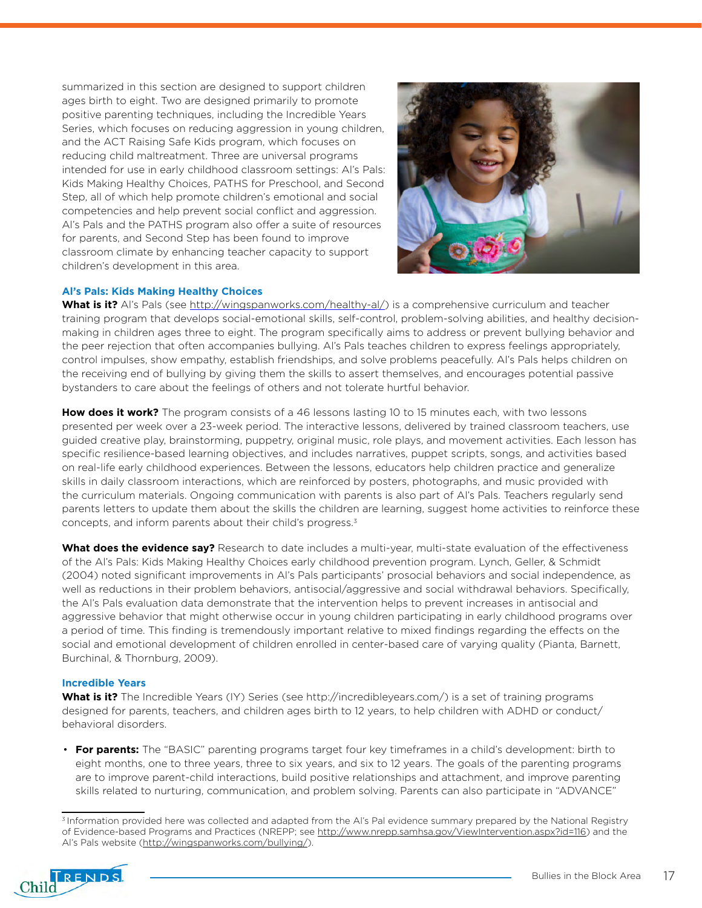summarized in this section are designed to support children ages birth to eight. Two are designed primarily to promote positive parenting techniques, including the Incredible Years Series, which focuses on reducing aggression in young children, and the ACT Raising Safe Kids program, which focuses on reducing child maltreatment. Three are universal programs intended for use in early childhood classroom settings: Al's Pals: Kids Making Healthy Choices, PATHS for Preschool, and Second Step, all of which help promote children's emotional and social competencies and help prevent social conflict and aggression. Al's Pals and the PATHS program also offer a suite of resources for parents, and Second Step has been found to improve classroom climate by enhancing teacher capacity to support children's development in this area.

### Al's Pals: Kids Making Healthy Choices

**What is it?** Al's Pals (see http://wingspanworks.com/healthy-al/) is a comprehensive curriculum and teacher training program that develops social-emotional skills, self-control, problem-solving abilities, and healthy decision-making in children ages three to eight. The program specifically aims to address or prevent bullying behavior and the peer rejection that often accompanies bullying. Al's Pals teaches children to express feelings appropriately, control impulses, show empathy, establish friendships, and solve problems peacefully. Al's Pals helps children on the receiving end of bullying by giving them the skills to assert themselves, and encourages potential passive bystanders to care about the feelings of others and not tolerate hurtful behavior.

**How does it work?** The program consists of a 46 lessons lasting 10 to 15 minutes each, with two lessons presented per week over a 23-week period. The interactive lessons, delivered by trained classroom teachers, use guided creative play, brainstorming, puppetry, original music, role plays, and movement activities. Each lesson has specific resilience-based learning objectives, and includes narratives, puppet scripts, songs, and activities based on real-life early childhood experiences. Between the lessons, educators help children practice and generalize skills in daily classroom interactions, which are reinforced by posters, photographs, and music provided with the curriculum materials. Ongoing communication with parents is also part of Al's Pals. Teachers regularly send parents letters to update them about the skills the children are learning, suggest home activities to reinforce these concepts, and inform parents about their child's progress.[3]

**What does the evidence say?** Research to date includes a multi-year, multi-state evaluation of the effectiveness of the Al's Pals: Kids Making Healthy Choices early childhood prevention program. Lynch, Geller, & Schmidt (2004) noted significant improvements in Al's Pals participants' prosocial behaviors and social independence, as well as reductions in their problem behaviors, antisocial/aggressive and social withdrawal behaviors. Specifically, the Al's Pals evaluation data demonstrate that the intervention helps to prevent increases in antisocial and aggressive behavior that might otherwise occur in young children participating in early childhood programs over a period of time. This finding is tremendously important relative to mixed findings regarding the effects on the social and emotional development of children enrolled in center-based care of varying quality (Pianta, Barnett, Burchinal, & Thornburg, 2009).

### Incredible Years

**What is it?** The Incredible Years (IY) Series (see http://incredibleyears.com/) is a set of training programs designed for parents, teachers, and children ages birth to 12 years, to help children with ADHD or conduct/behavioral disorders.

- **For parents:** The "BASIC" parenting programs target four key timeframes in a child's development: birth to eight months, one to three years, three to six years, and six to 12 years. The goals of the parenting programs are to improve parent-child interactions, build positive relationships and attachment, and improve parenting skills related to nurturing, communication, and problem solving. Parents can also participate in "ADVANCE"

[3] Information provided here was collected and adapted from the Al's Pal evidence summary prepared by the National Registry of Evidence-based Programs and Practices (NREPP; see http://www.nrepp.samhsa.gov/ViewIntervention.aspx?id=116) and the Al's Pals website (http://wingspanworks.com/bullying/).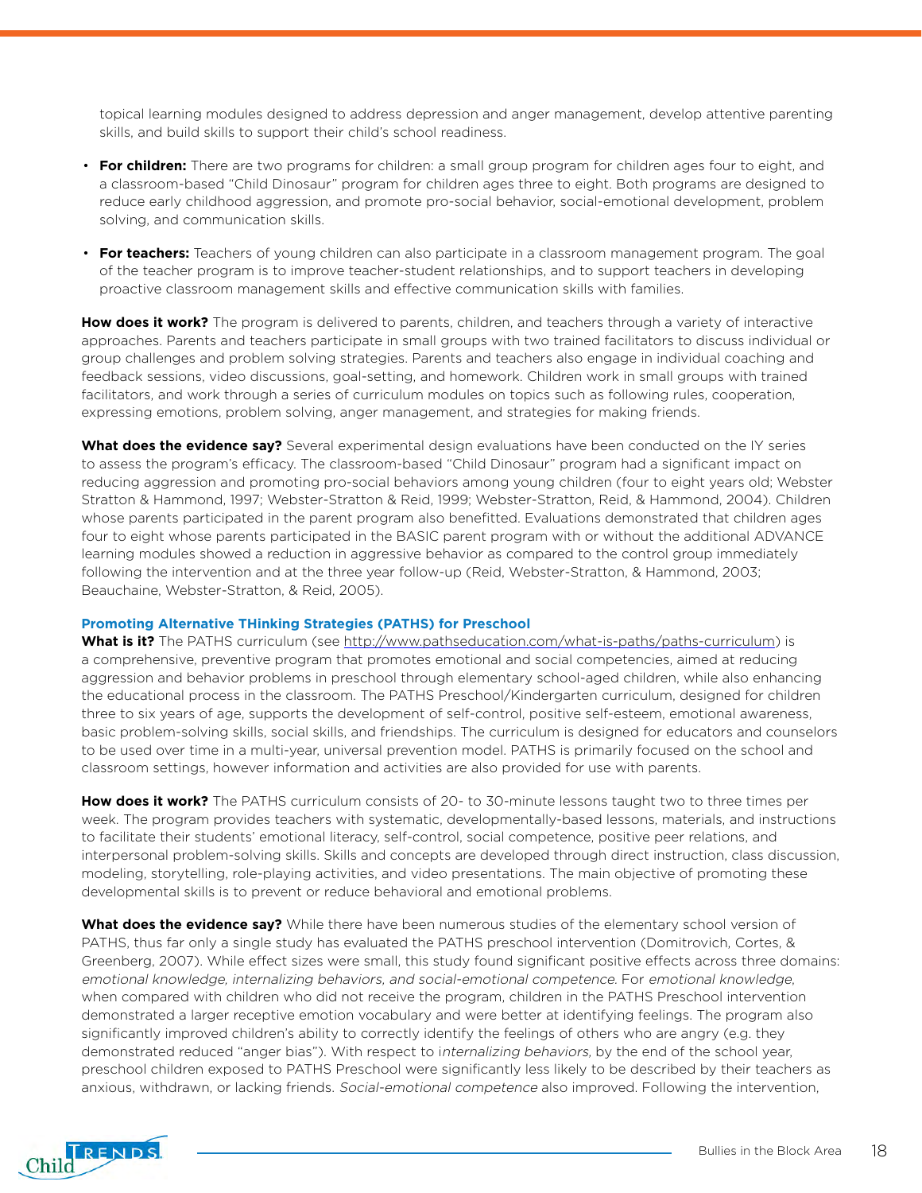topical learning modules designed to address depression and anger management, develop attentive parenting skills, and build skills to support their child's school readiness.

- **For children:** There are two programs for children: a small group program for children ages four to eight, and a classroom-based "Child Dinosaur" program for children ages three to eight. Both programs are designed to reduce early childhood aggression, and promote pro-social behavior, social-emotional development, problem solving, and communication skills.

- **For teachers:** Teachers of young children can also participate in a classroom management program. The goal of the teacher program is to improve teacher-student relationships, and to support teachers in developing proactive classroom management skills and effective communication skills with families.

**How does it work?** The program is delivered to parents, children, and teachers through a variety of interactive approaches. Parents and teachers participate in small groups with two trained facilitators to discuss individual or group challenges and problem solving strategies. Parents and teachers also engage in individual coaching and feedback sessions, video discussions, goal-setting, and homework. Children work in small groups with trained facilitators, and work through a series of curriculum modules on topics such as following rules, cooperation, expressing emotions, problem solving, anger management, and strategies for making friends.

**What does the evidence say?** Several experimental design evaluations have been conducted on the IY series to assess the program's efficacy. The classroom-based "Child Dinosaur" program had a significant impact on reducing aggression and promoting pro-social behaviors among young children (four to eight years old; Webster Stratton & Hammond, 1997; Webster-Stratton & Reid, 1999; Webster-Stratton, Reid, & Hammond, 2004). Children whose parents participated in the parent program also benefitted. Evaluations demonstrated that children ages four to eight whose parents participated in the BASIC parent program with or without the additional ADVANCE learning modules showed a reduction in aggressive behavior as compared to the control group immediately following the intervention and at the three year follow-up (Reid, Webster-Stratton, & Hammond, 2003; Beauchaine, Webster-Stratton, & Reid, 2005).

### Promoting Alternative THinking Strategies (PATHS) for Preschool

**What is it?** The PATHS curriculum (see http://www.pathseducation.com/what-is-paths/paths-curriculum) is a comprehensive, preventive program that promotes emotional and social competencies, aimed at reducing aggression and behavior problems in preschool through elementary school-aged children, while also enhancing the educational process in the classroom. The PATHS Preschool/Kindergarten curriculum, designed for children three to six years of age, supports the development of self-control, positive self-esteem, emotional awareness, basic problem-solving skills, social skills, and friendships. The curriculum is designed for educators and counselors to be used over time in a multi-year, universal prevention model. PATHS is primarily focused on the school and classroom settings, however information and activities are also provided for use with parents.

**How does it work?** The PATHS curriculum consists of 20- to 30-minute lessons taught two to three times per week. The program provides teachers with systematic, developmentally-based lessons, materials, and instructions to facilitate their students' emotional literacy, self-control, social competence, positive peer relations, and interpersonal problem-solving skills. Skills and concepts are developed through direct instruction, class discussion, modeling, storytelling, role-playing activities, and video presentations. The main objective of promoting these developmental skills is to prevent or reduce behavioral and emotional problems.

**What does the evidence say?** While there have been numerous studies of the elementary school version of PATHS, thus far only a single study has evaluated the PATHS preschool intervention (Domitrovich, Cortes, & Greenberg, 2007). While effect sizes were small, this study found significant positive effects across three domains: *emotional knowledge, internalizing behaviors, and social-emotional competence*. For *emotional knowledge*, when compared with children who did not receive the program, children in the PATHS Preschool intervention demonstrated a larger receptive emotion vocabulary and were better at identifying feelings. The program also significantly improved children's ability to correctly identify the feelings of others who are angry (e.g. they demonstrated reduced "anger bias"). With respect to *internalizing behaviors*, by the end of the school year, preschool children exposed to PATHS Preschool were significantly less likely to be described by their teachers as anxious, withdrawn, or lacking friends. *Social-emotional competence* also improved. Following the intervention,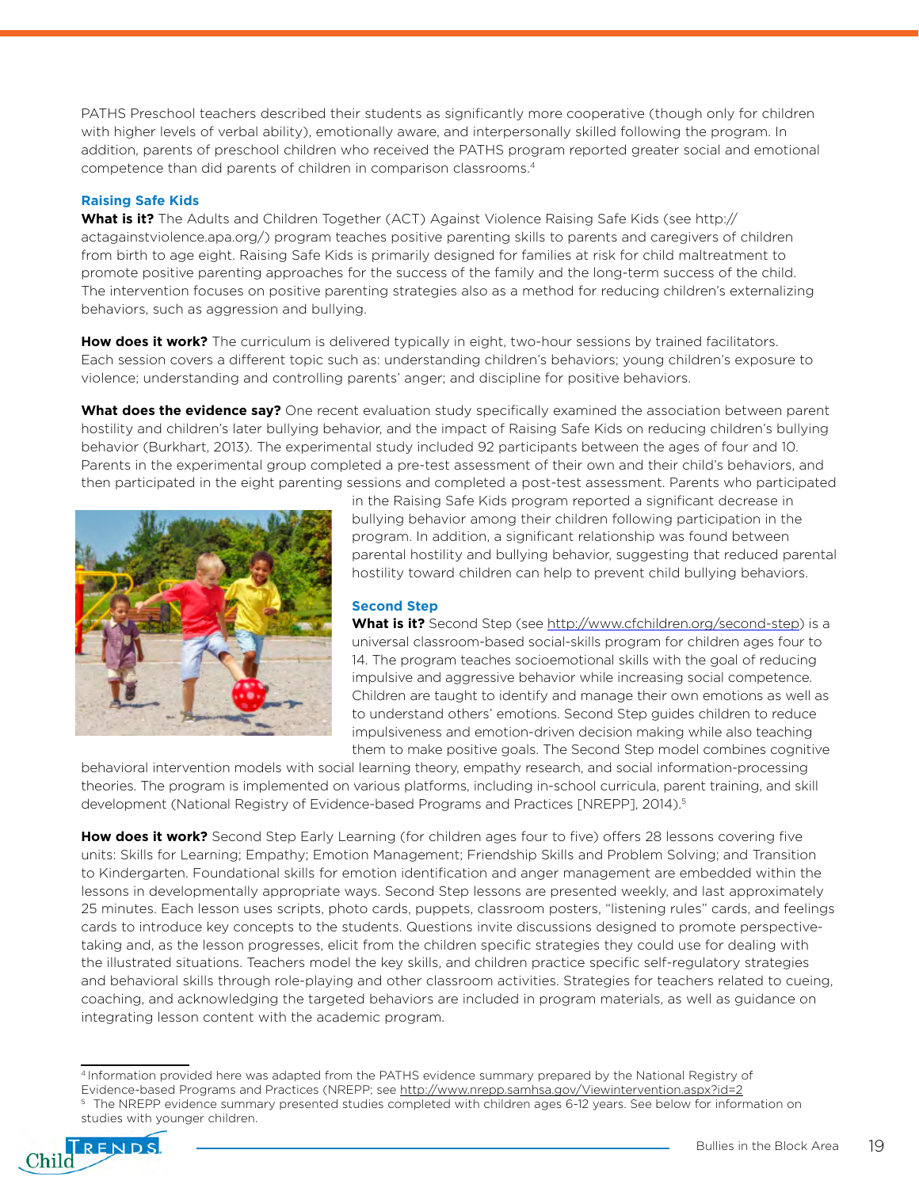PATHS Preschool teachers described their students as significantly more cooperative (though only for children with higher levels of verbal ability), emotionally aware, and interpersonally skilled following the program. In addition, parents of preschool children who received the PATHS program reported greater social and emotional competence than did parents of children in comparison classrooms.[4]

### Raising Safe Kids

**What is it?** The Adults and Children Together (ACT) Against Violence Raising Safe Kids (see http://actagainstviolence.apa.org/) program teaches positive parenting skills to parents and caregivers of children from birth to age eight. Raising Safe Kids is primarily designed for families at risk for child maltreatment to promote positive parenting approaches for the success of the family and the long-term success of the child. The intervention focuses on positive parenting strategies also as a method for reducing children's externalizing behaviors, such as aggression and bullying.

**How does it work?** The curriculum is delivered typically in eight, two-hour sessions by trained facilitators. Each session covers a different topic such as: understanding children's behaviors; young children's exposure to violence; understanding and controlling parents' anger; and discipline for positive behaviors.

**What does the evidence say?** One recent evaluation study specifically examined the association between parent hostility and children's later bullying behavior, and the impact of Raising Safe Kids on reducing children's bullying behavior (Burkhart, 2013). The experimental study included 92 participants between the ages of four and 10. Parents in the experimental group completed a pre-test assessment of their own and their child's behaviors, and then participated in the eight parenting sessions and completed a post-test assessment. Parents who participated in the Raising Safe Kids program reported a significant decrease in bullying behavior among their children following participation in the program. In addition, a significant relationship was found between parental hostility and bullying behavior, suggesting that reduced parental hostility toward children can help to prevent child bullying behaviors.

### Second Step

**What is it?** Second Step (see http://www.cfchildren.org/second-step) is a universal classroom-based social-skills program for children ages four to 14. The program teaches socioemotional skills with the goal of reducing impulsive and aggressive behavior while increasing social competence. Children are taught to identify and manage their own emotions as well as to understand others' emotions. Second Step guides children to reduce impulsiveness and emotion-driven decision making while also teaching them to make positive goals. The Second Step model combines cognitive behavioral intervention models with social learning theory, empathy research, and social information-processing theories. The program is implemented on various platforms, including in-school curricula, parent training, and skill development (National Registry of Evidence-based Programs and Practices [NREPP], 2014).[5]

**How does it work?** Second Step Early Learning (for children ages four to five) offers 28 lessons covering five units: Skills for Learning; Empathy; Emotion Management; Friendship Skills and Problem Solving; and Transition to Kindergarten. Foundational skills for emotion identification and anger management are embedded within the lessons in developmentally appropriate ways. Second Step lessons are presented weekly, and last approximately 25 minutes. Each lesson uses scripts, photo cards, puppets, classroom posters, "listening rules" cards, and feelings cards to introduce key concepts to the students. Questions invite discussions designed to promote perspective-taking and, as the lesson progresses, elicit from the children specific strategies they could use for dealing with the illustrated situations. Teachers model the key skills, and children practice specific self-regulatory strategies and behavioral skills through role-playing and other classroom activities. Strategies for teachers related to cueing, coaching, and acknowledging the targeted behaviors are included in program materials, as well as guidance on integrating lesson content with the academic program.

---

[4] Information provided here was adapted from the PATHS evidence summary prepared by the National Registry of Evidence-based Programs and Practices (NREPP; see http://www.nrepp.samhsa.gov/Viewintervention.aspx?id=2

[5] The NREPP evidence summary presented studies completed with children ages 6-12 years. See below for information on studies with younger children.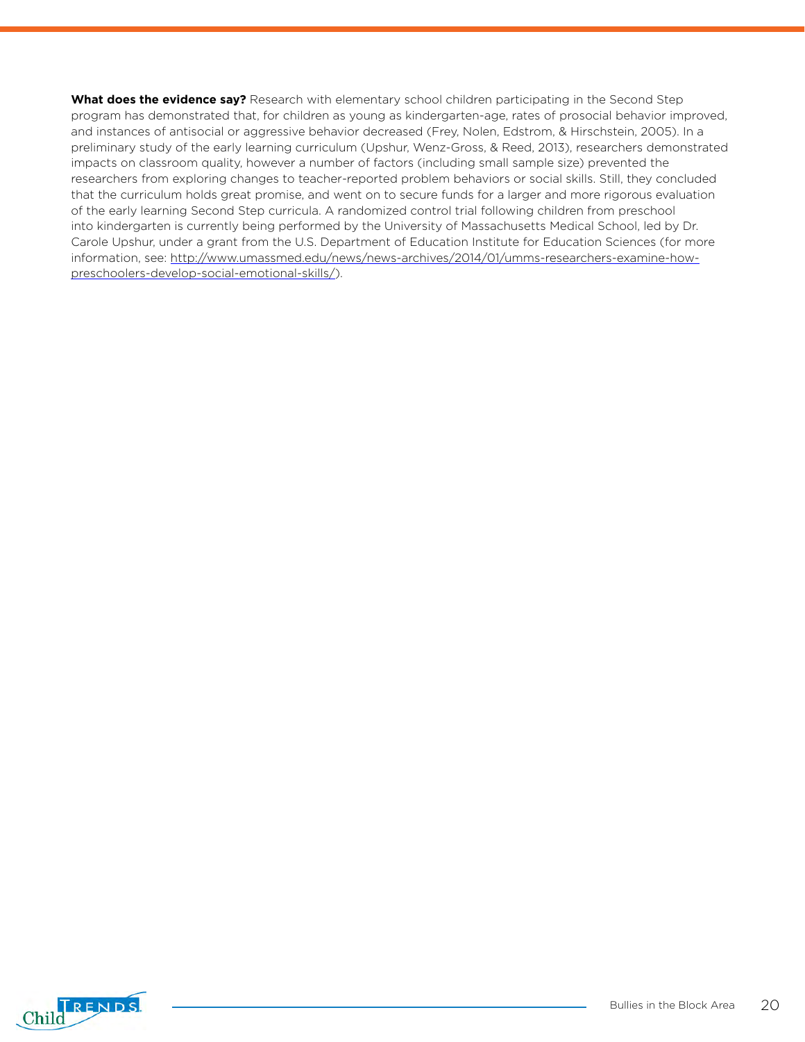**What does the evidence say?** Research with elementary school children participating in the Second Step program has demonstrated that, for children as young as kindergarten-age, rates of prosocial behavior improved, and instances of antisocial or aggressive behavior decreased (Frey, Nolen, Edstrom, & Hirschstein, 2005). In a preliminary study of the early learning curriculum (Upshur, Wenz-Gross, & Reed, 2013), researchers demonstrated impacts on classroom quality, however a number of factors (including small sample size) prevented the researchers from exploring changes to teacher-reported problem behaviors or social skills. Still, they concluded that the curriculum holds great promise, and went on to secure funds for a larger and more rigorous evaluation of the early learning Second Step curricula. A randomized control trial following children from preschool into kindergarten is currently being performed by the University of Massachusetts Medical School, led by Dr. Carole Upshur, under a grant from the U.S. Department of Education Institute for Education Sciences (for more information, see: http://www.umassmed.edu/news/news-archives/2014/01/umms-researchers-examine-how-preschoolers-develop-social-emotional-skills/).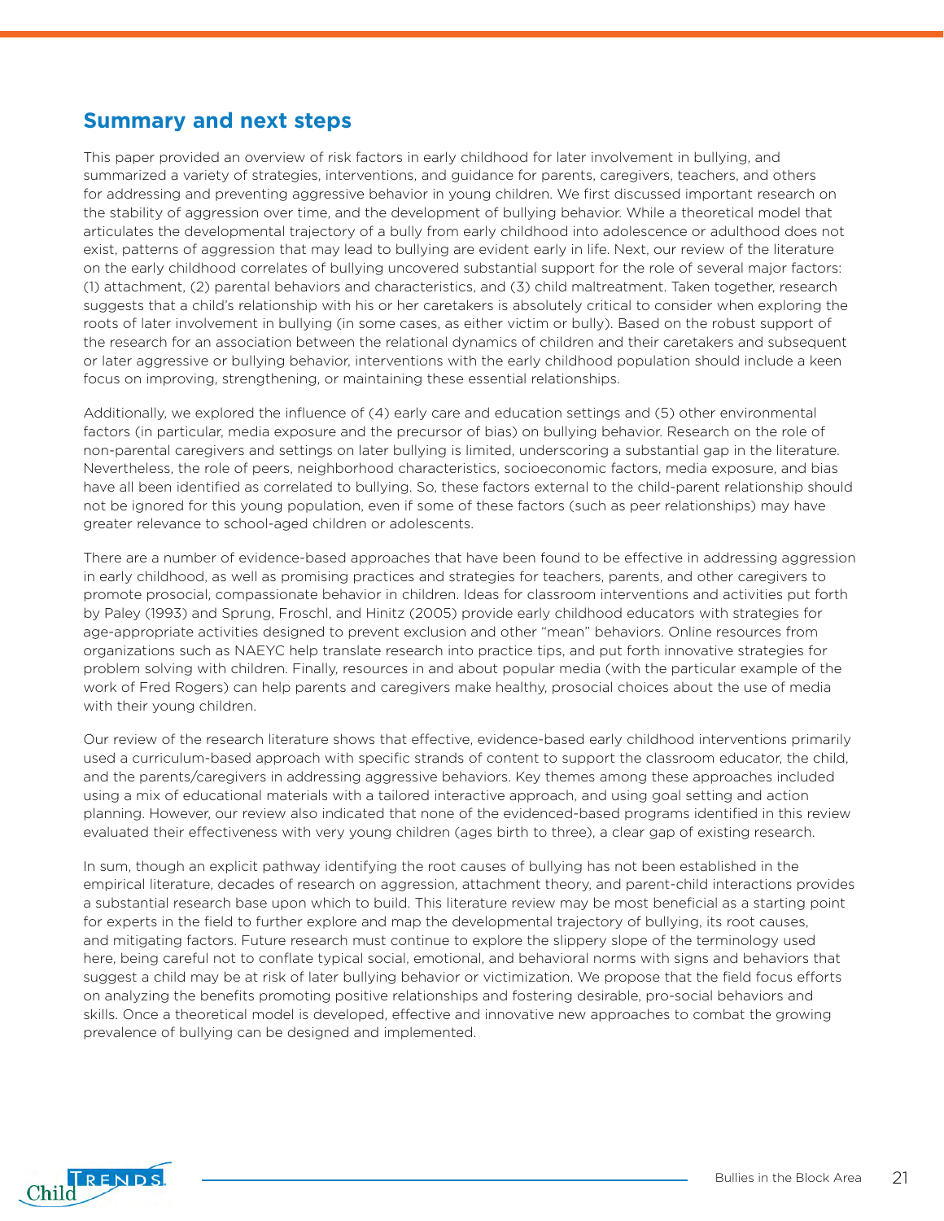## Summary and next steps

This paper provided an overview of risk factors in early childhood for later involvement in bullying, and summarized a variety of strategies, interventions, and guidance for parents, caregivers, teachers, and others for addressing and preventing aggressive behavior in young children. We first discussed important research on the stability of aggression over time, and the development of bullying behavior. While a theoretical model that articulates the developmental trajectory of a bully from early childhood into adolescence or adulthood does not exist, patterns of aggression that may lead to bullying are evident early in life. Next, our review of the literature on the early childhood correlates of bullying uncovered substantial support for the role of several major factors: (1) attachment, (2) parental behaviors and characteristics, and (3) child maltreatment. Taken together, research suggests that a child's relationship with his or her caretakers is absolutely critical to consider when exploring the roots of later involvement in bullying (in some cases, as either victim or bully). Based on the robust support of the research for an association between the relational dynamics of children and their caretakers and subsequent or later aggressive or bullying behavior, interventions with the early childhood population should include a keen focus on improving, strengthening, or maintaining these essential relationships.

Additionally, we explored the influence of (4) early care and education settings and (5) other environmental factors (in particular, media exposure and the precursor of bias) on bullying behavior. Research on the role of non-parental caregivers and settings on later bullying is limited, underscoring a substantial gap in the literature. Nevertheless, the role of peers, neighborhood characteristics, socioeconomic factors, media exposure, and bias have all been identified as correlated to bullying. So, these factors external to the child-parent relationship should not be ignored for this young population, even if some of these factors (such as peer relationships) may have greater relevance to school-aged children or adolescents.

There are a number of evidence-based approaches that have been found to be effective in addressing aggression in early childhood, as well as promising practices and strategies for teachers, parents, and other caregivers to promote prosocial, compassionate behavior in children. Ideas for classroom interventions and activities put forth by Paley (1993) and Sprung, Froschl, and Hinitz (2005) provide early childhood educators with strategies for age-appropriate activities designed to prevent exclusion and other "mean" behaviors. Online resources from organizations such as NAEYC help translate research into practice tips, and put forth innovative strategies for problem solving with children. Finally, resources in and about popular media (with the particular example of the work of Fred Rogers) can help parents and caregivers make healthy, prosocial choices about the use of media with their young children.

Our review of the research literature shows that effective, evidence-based early childhood interventions primarily used a curriculum-based approach with specific strands of content to support the classroom educator, the child, and the parents/caregivers in addressing aggressive behaviors. Key themes among these approaches included using a mix of educational materials with a tailored interactive approach, and using goal setting and action planning. However, our review also indicated that none of the evidenced-based programs identified in this review evaluated their effectiveness with very young children (ages birth to three), a clear gap of existing research.

In sum, though an explicit pathway identifying the root causes of bullying has not been established in the empirical literature, decades of research on aggression, attachment theory, and parent-child interactions provides a substantial research base upon which to build. This literature review may be most beneficial as a starting point for experts in the field to further explore and map the developmental trajectory of bullying, its root causes, and mitigating factors. Future research must continue to explore the slippery slope of the terminology used here, being careful not to conflate typical social, emotional, and behavioral norms with signs and behaviors that suggest a child may be at risk of later bullying behavior or victimization. We propose that the field focus efforts on analyzing the benefits promoting positive relationships and fostering desirable, pro-social behaviors and skills. Once a theoretical model is developed, effective and innovative new approaches to combat the growing prevalence of bullying can be designed and implemented.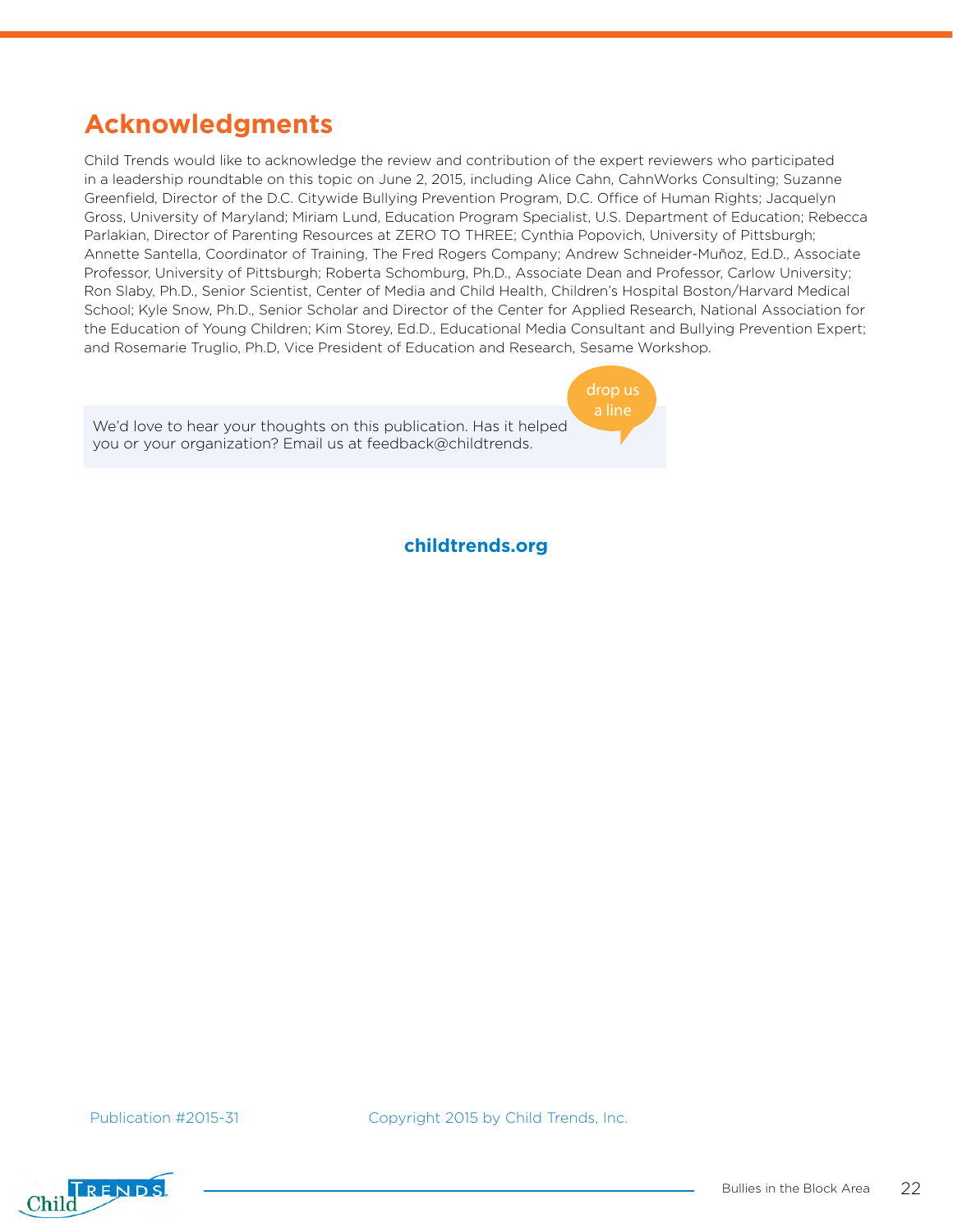## Acknowledgments

Child Trends would like to acknowledge the review and contribution of the expert reviewers who participated in a leadership roundtable on this topic on June 2, 2015, including Alice Cahn, CahnWorks Consulting; Suzanne Greenfield, Director of the D.C. Citywide Bullying Prevention Program, D.C. Office of Human Rights; Jacquelyn Gross, University of Maryland; Miriam Lund, Education Program Specialist, U.S. Department of Education; Rebecca Parlakian, Director of Parenting Resources at ZERO TO THREE; Cynthia Popovich, University of Pittsburgh; Annette Santella, Coordinator of Training, The Fred Rogers Company; Andrew Schneider-Muñoz, Ed.D., Associate Professor, University of Pittsburgh; Roberta Schomburg, Ph.D., Associate Dean and Professor, Carlow University; Ron Slaby, Ph.D., Senior Scientist, Center of Media and Child Health, Children's Hospital Boston/Harvard Medical School; Kyle Snow, Ph.D., Senior Scholar and Director of the Center for Applied Research, National Association for the Education of Young Children; Kim Storey, Ed.D., Educational Media Consultant and Bullying Prevention Expert; and Rosemarie Truglio, Ph.D, Vice President of Education and Research, Sesame Workshop.

drop us a line

We'd love to hear your thoughts on this publication. Has it helped you or your organization? Email us at feedback@childtrends.

**childtrends.org**

Publication #2015-31

Copyright 2015 by Child Trends, Inc.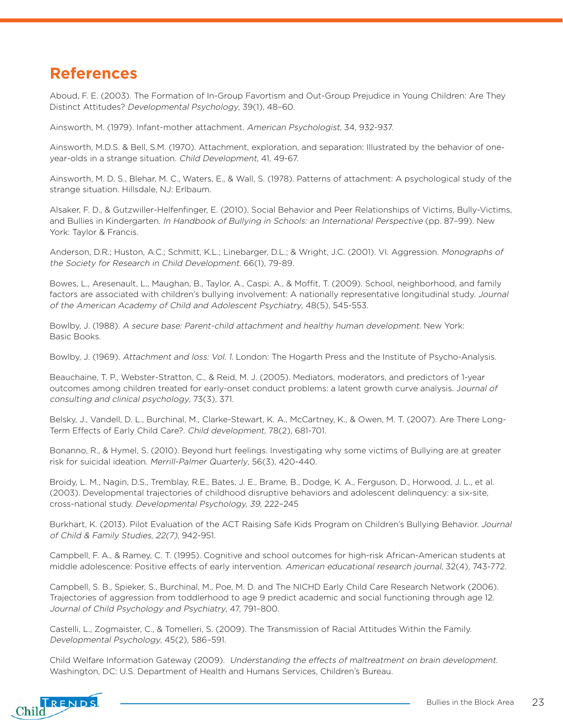## References

Aboud, F. E. (2003). The Formation of In-Group Favortism and Out-Group Prejudice in Young Children: Are They Distinct Attitudes? *Developmental Psychology*, 39(1), 48–60.

Ainsworth, M. (1979). Infant-mother attachment. *American Psychologist*, 34, 932-937.

Ainsworth, M.D.S. & Bell, S.M. (1970). Attachment, exploration, and separation: Illustrated by the behavior of one-year-olds in a strange situation. *Child Development*, 41, 49-67.

Ainsworth, M. D. S., Blehar, M. C., Waters, E., & Wall, S. (1978). Patterns of attachment: A psychological study of the strange situation. Hillsdale, NJ: Erlbaum.

Alsaker, F. D., & Gutzwiller-Helfenfinger, E. (2010). Social Behavior and Peer Relationships of Victims, Bully-Victims, and Bullies in Kindergarten. *In Handbook of Bullying in Schools: an International Perspective* (pp. 87–99). New York: Taylor & Francis.

Anderson, D.R.; Huston, A.C.; Schmitt, K.L.; Linebarger, D.L.; & Wright, J.C. (2001). VI. Aggression. *Monographs of the Society for Research in Child Development.* 66(1), 79-89.

Bowes, L., Aresenault, L., Maughan, B., Taylor, A., Caspi, A., & Moffit, T. (2009). School, neighborhood, and family factors are associated with children's bullying involvement: A nationally representative longitudinal study. *Journal of the American Academy of Child and Adolescent Psychiatry*, 48(5), 545-553.

Bowlby, J. (1988). *A secure base: Parent-child attachment and healthy human development.* New York: Basic Books.

Bowlby, J. (1969). *Attachment and loss: Vol. 1.* London: The Hogarth Press and the Institute of Psycho-Analysis.

Beauchaine, T. P., Webster-Stratton, C., & Reid, M. J. (2005). Mediators, moderators, and predictors of 1-year outcomes among children treated for early-onset conduct problems: a latent growth curve analysis. *Journal of consulting and clinical psychology*, 73(3), 371.

Belsky, J., Vandell, D. L., Burchinal, M., Clarke-Stewart, K. A., McCartney, K., & Owen, M. T. (2007). Are There Long-Term Effects of Early Child Care?. *Child development*, 78(2), 681-701.

Bonanno, R., & Hymel, S. (2010). Beyond hurt feelings. Investigating why some victims of Bullying are at greater risk for suicidal ideation. *Merrill-Palmer Quarterly*, 56(3), 420-440.

Broidy, L. M., Nagin, D.S., Tremblay, R.E., Bates, J. E., Brame, B., Dodge, K. A., Ferguson, D., Horwood, J. L., et al. (2003). Developmental trajectories of childhood disruptive behaviors and adolescent delinquency: a six-site, cross-national study. *Developmental Psychology, 39*, 222–245

Burkhart, K. (2013). Pilot Evaluation of the ACT Raising Safe Kids Program on Children's Bullying Behavior. *Journal of Child & Family Studies, 22(7)*, 942-951.

Campbell, F. A., & Ramey, C. T. (1995). Cognitive and school outcomes for high-risk African-American students at middle adolescence: Positive effects of early intervention. *American educational research journal*, 32(4), 743-772.

Campbell, S. B., Spieker, S., Burchinal, M., Poe, M. D. and The NICHD Early Child Care Research Network (2006). Trajectories of aggression from toddlerhood to age 9 predict academic and social functioning through age 12. *Journal of Child Psychology and Psychiatry*, 47, 791–800.

Castelli, L., Zogmaister, C., & Tomelleri, S. (2009). The Transmission of Racial Attitudes Within the Family. *Developmental Psychology*, 45(2), 586–591.

Child Welfare Information Gateway (2009). *Understanding the effects of maltreatment on brain development.* Washington, DC: U.S. Department of Health and Humans Services, Children's Bureau.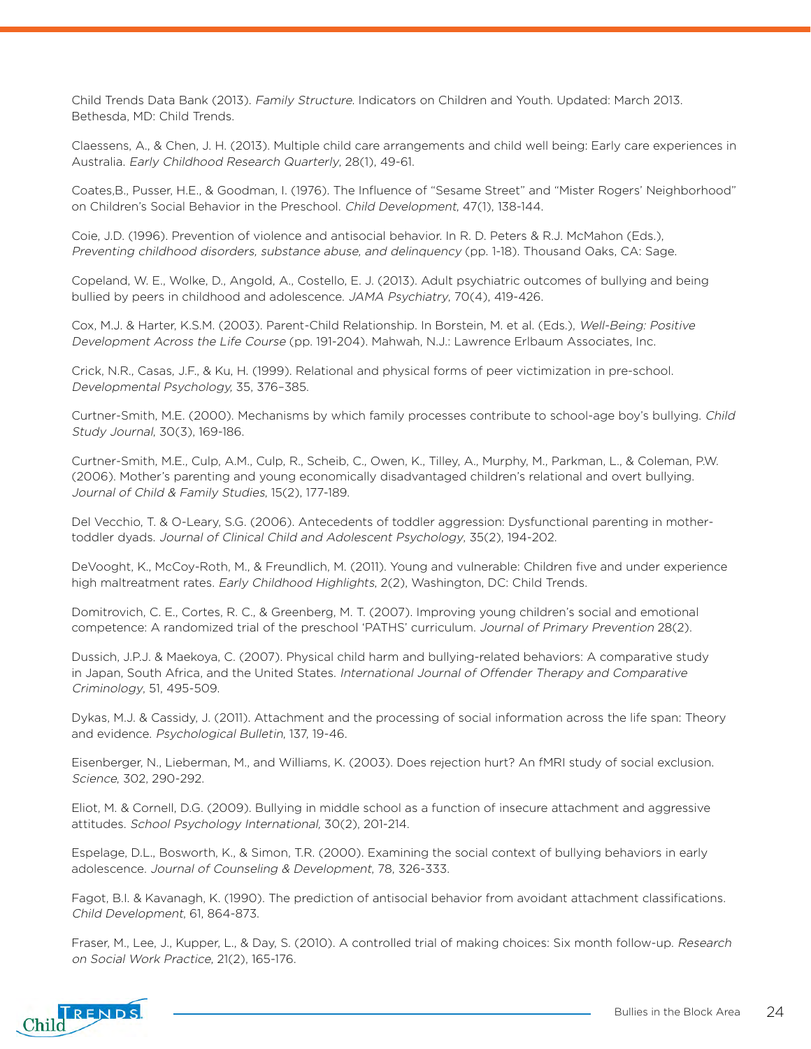Child Trends Data Bank (2013). *Family Structure.* Indicators on Children and Youth. Updated: March 2013. Bethesda, MD: Child Trends.

Claessens, A., & Chen, J. H. (2013). Multiple child care arrangements and child well being: Early care experiences in Australia. *Early Childhood Research Quarterly*, 28(1), 49-61.

Coates,B., Pusser, H.E., & Goodman, I. (1976). The Influence of "Sesame Street" and "Mister Rogers' Neighborhood" on Children's Social Behavior in the Preschool. *Child Development*, 47(1), 138-144.

Coie, J.D. (1996). Prevention of violence and antisocial behavior. In R. D. Peters & R.J. McMahon (Eds.), *Preventing childhood disorders, substance abuse, and delinquency* (pp. 1-18). Thousand Oaks, CA: Sage.

Copeland, W. E., Wolke, D., Angold, A., Costello, E. J. (2013). Adult psychiatric outcomes of bullying and being bullied by peers in childhood and adolescence. *JAMA Psychiatry*, 70(4), 419-426.

Cox, M.J. & Harter, K.S.M. (2003). Parent-Child Relationship. In Borstein, M. et al. (Eds.), *Well-Being: Positive Development Across the Life Course* (pp. 191-204). Mahwah, N.J.: Lawrence Erlbaum Associates, Inc.

Crick, N.R., Casas, J.F., & Ku, H. (1999). Relational and physical forms of peer victimization in pre-school. *Developmental Psychology*, 35, 376–385.

Curtner-Smith, M.E. (2000). Mechanisms by which family processes contribute to school-age boy's bullying. *Child Study Journal*, 30(3), 169-186.

Curtner-Smith, M.E., Culp, A.M., Culp, R., Scheib, C., Owen, K., Tilley, A., Murphy, M., Parkman, L., & Coleman, P.W. (2006). Mother's parenting and young economically disadvantaged children's relational and overt bullying. *Journal of Child & Family Studies*, 15(2), 177-189.

Del Vecchio, T. & O-Leary, S.G. (2006). Antecedents of toddler aggression: Dysfunctional parenting in mother-toddler dyads. *Journal of Clinical Child and Adolescent Psychology*, 35(2), 194-202.

DeVooght, K., McCoy-Roth, M., & Freundlich, M. (2011). Young and vulnerable: Children five and under experience high maltreatment rates. *Early Childhood Highlights*, 2(2), Washington, DC: Child Trends.

Domitrovich, C. E., Cortes, R. C., & Greenberg, M. T. (2007). Improving young children's social and emotional competence: A randomized trial of the preschool 'PATHS' curriculum. *Journal of Primary Prevention* 28(2).

Dussich, J.P.J. & Maekoya, C. (2007). Physical child harm and bullying-related behaviors: A comparative study in Japan, South Africa, and the United States. *International Journal of Offender Therapy and Comparative Criminology*, 51, 495-509.

Dykas, M.J. & Cassidy, J. (2011). Attachment and the processing of social information across the life span: Theory and evidence. *Psychological Bulletin*, 137, 19-46.

Eisenberger, N., Lieberman, M., and Williams, K. (2003). Does rejection hurt? An fMRI study of social exclusion. *Science*, 302, 290-292.

Eliot, M. & Cornell, D.G. (2009). Bullying in middle school as a function of insecure attachment and aggressive attitudes. *School Psychology International*, 30(2), 201-214.

Espelage, D.L., Bosworth, K., & Simon, T.R. (2000). Examining the social context of bullying behaviors in early adolescence. *Journal of Counseling & Development*, 78, 326-333.

Fagot, B.I. & Kavanagh, K. (1990). The prediction of antisocial behavior from avoidant attachment classifications. *Child Development*, 61, 864-873.

Fraser, M., Lee, J., Kupper, L., & Day, S. (2010). A controlled trial of making choices: Six month follow-up. *Research on Social Work Practice*, 21(2), 165-176.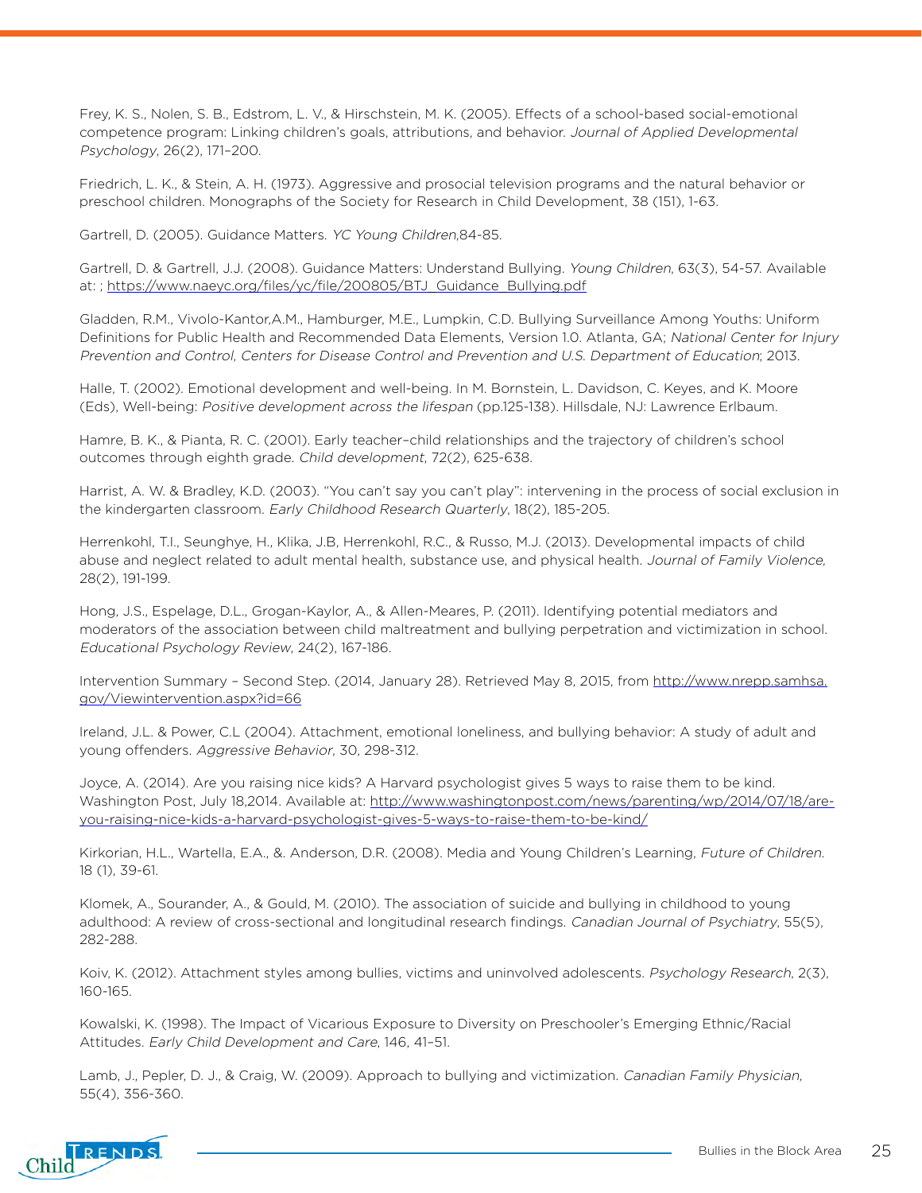Frey, K. S., Nolen, S. B., Edstrom, L. V., & Hirschstein, M. K. (2005). Effects of a school-based social-emotional competence program: Linking children's goals, attributions, and behavior. *Journal of Applied Developmental Psychology*, 26(2), 171–200.

Friedrich, L. K., & Stein, A. H. (1973). Aggressive and prosocial television programs and the natural behavior or preschool children. Monographs of the Society for Research in Child Development, 38 (151), 1-63.

Gartrell, D. (2005). Guidance Matters. *YC Young Children*,84-85.

Gartrell, D. & Gartrell, J.J. (2008). Guidance Matters: Understand Bullying. *Young Children*, 63(3), 54-57. Available at: ; https://www.naeyc.org/files/yc/file/200805/BTJ_Guidance_Bullying.pdf

Gladden, R.M., Vivolo-Kantor,A.M., Hamburger, M.E., Lumpkin, C.D. Bullying Surveillance Among Youths: Uniform Definitions for Public Health and Recommended Data Elements, Version 1.0. Atlanta, GA; *National Center for Injury Prevention and Control, Centers for Disease Control and Prevention and U.S. Department of Education*; 2013.

Halle, T. (2002). Emotional development and well-being. In M. Bornstein, L. Davidson, C. Keyes, and K. Moore (Eds), Well-being: *Positive development across the lifespan* (pp.125-138). Hillsdale, NJ: Lawrence Erlbaum.

Hamre, B. K., & Pianta, R. C. (2001). Early teacher–child relationships and the trajectory of children's school outcomes through eighth grade. *Child development*, 72(2), 625-638.

Harrist, A. W. & Bradley, K.D. (2003). "You can't say you can't play": intervening in the process of social exclusion in the kindergarten classroom. *Early Childhood Research Quarterly*, 18(2), 185-205.

Herrenkohl, T.I., Seunghye, H., Klika, J.B, Herrenkohl, R.C., & Russo, M.J. (2013). Developmental impacts of child abuse and neglect related to adult mental health, substance use, and physical health. *Journal of Family Violence*, 28(2), 191-199.

Hong, J.S., Espelage, D.L., Grogan-Kaylor, A., & Allen-Meares, P. (2011). Identifying potential mediators and moderators of the association between child maltreatment and bullying perpetration and victimization in school. *Educational Psychology Review*, 24(2), 167-186.

Intervention Summary – Second Step. (2014, January 28). Retrieved May 8, 2015, from http://www.nrepp.samhsa.gov/Viewintervention.aspx?id=66

Ireland, J.L. & Power, C.L (2004). Attachment, emotional loneliness, and bullying behavior: A study of adult and young offenders. *Aggressive Behavior*, 30, 298-312.

Joyce, A. (2014). Are you raising nice kids? A Harvard psychologist gives 5 ways to raise them to be kind. Washington Post, July 18,2014. Available at: http://www.washingtonpost.com/news/parenting/wp/2014/07/18/are-you-raising-nice-kids-a-harvard-psychologist-gives-5-ways-to-raise-them-to-be-kind/

Kirkorian, H.L., Wartella, E.A., &. Anderson, D.R. (2008). Media and Young Children's Learning, *Future of Children*. 18 (1), 39-61.

Klomek, A., Sourander, A., & Gould, M. (2010). The association of suicide and bullying in childhood to young adulthood: A review of cross-sectional and longitudinal research findings. *Canadian Journal of Psychiatry*, 55(5), 282-288.

Koiv, K. (2012). Attachment styles among bullies, victims and uninvolved adolescents. *Psychology Research*, 2(3), 160-165.

Kowalski, K. (1998). The Impact of Vicarious Exposure to Diversity on Preschooler's Emerging Ethnic/Racial Attitudes. *Early Child Development and Care*, 146, 41–51.

Lamb, J., Pepler, D. J., & Craig, W. (2009). Approach to bullying and victimization. *Canadian Family Physician*, 55(4), 356-360.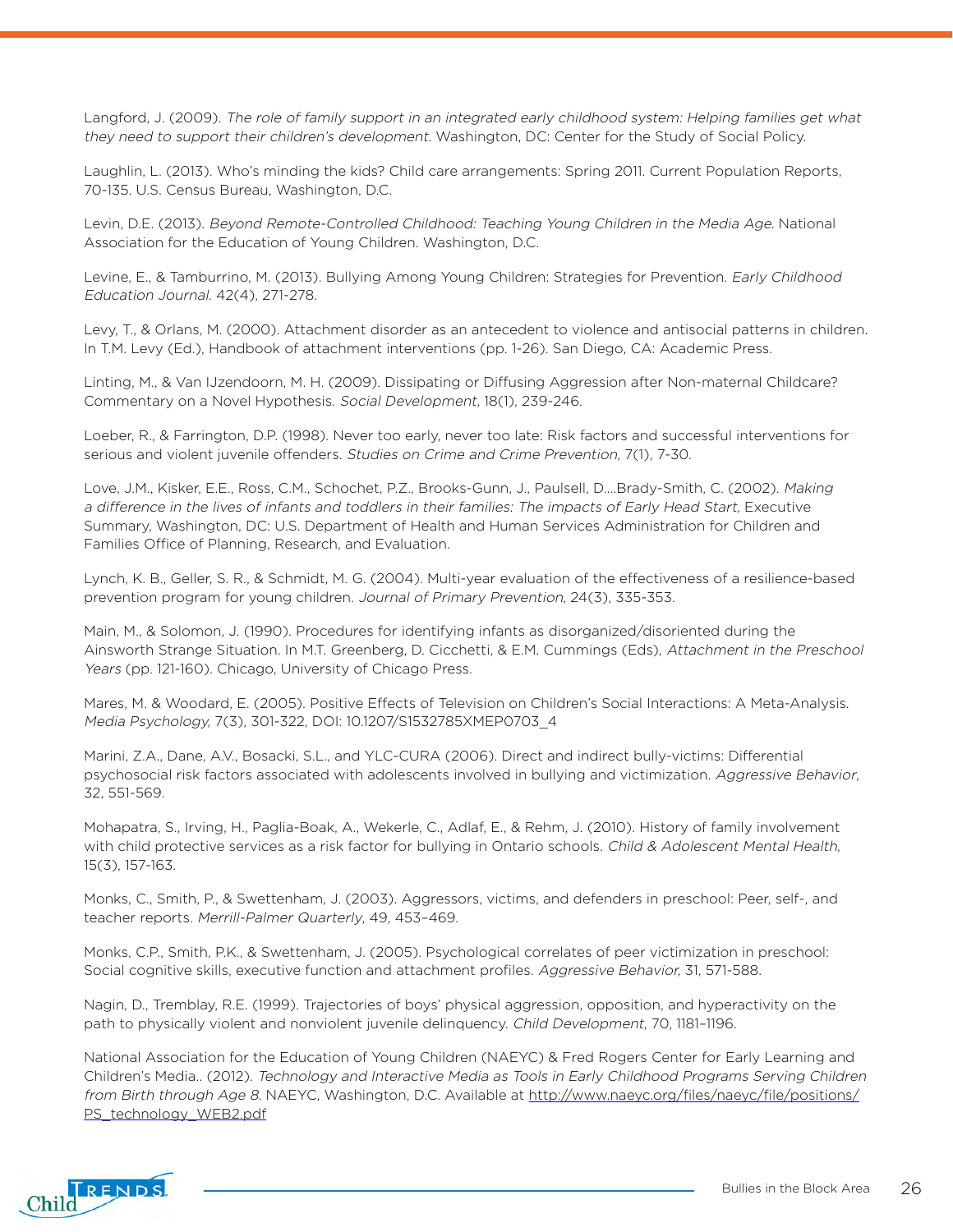Langford, J. (2009). *The role of family support in an integrated early childhood system: Helping families get what they need to support their children's development.* Washington, DC: Center for the Study of Social Policy.

Laughlin, L. (2013). Who's minding the kids? Child care arrangements: Spring 2011. Current Population Reports, 70-135. U.S. Census Bureau, Washington, D.C.

Levin, D.E. (2013). *Beyond Remote-Controlled Childhood: Teaching Young Children in the Media Age.* National Association for the Education of Young Children. Washington, D.C.

Levine, E., & Tamburrino, M. (2013). Bullying Among Young Children: Strategies for Prevention. *Early Childhood Education Journal.* 42(4), 271-278.

Levy, T., & Orlans, M. (2000). Attachment disorder as an antecedent to violence and antisocial patterns in children. In T.M. Levy (Ed.), Handbook of attachment interventions (pp. 1-26). San Diego, CA: Academic Press.

Linting, M., & Van IJzendoorn, M. H. (2009). Dissipating or Diffusing Aggression after Non-maternal Childcare? Commentary on a Novel Hypothesis. *Social Development*, 18(1), 239-246.

Loeber, R., & Farrington, D.P. (1998). Never too early, never too late: Risk factors and successful interventions for serious and violent juvenile offenders. *Studies on Crime and Crime Prevention*, 7(1), 7-30.

Love, J.M., Kisker, E.E., Ross, C.M., Schochet, P.Z., Brooks-Gunn, J., Paulsell, D....Brady-Smith, C. (2002). *Making a difference in the lives of infants and toddlers in their families: The impacts of Early Head Start*, Executive Summary, Washington, DC: U.S. Department of Health and Human Services Administration for Children and Families Office of Planning, Research, and Evaluation.

Lynch, K. B., Geller, S. R., & Schmidt, M. G. (2004). Multi-year evaluation of the effectiveness of a resilience-based prevention program for young children. *Journal of Primary Prevention*, 24(3), 335-353.

Main, M., & Solomon, J. (1990). Procedures for identifying infants as disorganized/disoriented during the Ainsworth Strange Situation. In M.T. Greenberg, D. Cicchetti, & E.M. Cummings (Eds), *Attachment in the Preschool Years* (pp. 121-160). Chicago, University of Chicago Press.

Mares, M. & Woodard, E. (2005). Positive Effects of Television on Children's Social Interactions: A Meta-Analysis. *Media Psychology*, 7(3), 301-322, DOI: 10.1207/S1532785XMEP0703_4

Marini, Z.A., Dane, A.V., Bosacki, S.L., and YLC-CURA (2006). Direct and indirect bully-victims: Differential psychosocial risk factors associated with adolescents involved in bullying and victimization. *Aggressive Behavior*, 32, 551-569.

Mohapatra, S., Irving, H., Paglia-Boak, A., Wekerle, C., Adlaf, E., & Rehm, J. (2010). History of family involvement with child protective services as a risk factor for bullying in Ontario schools. *Child & Adolescent Mental Health*, 15(3), 157-163.

Monks, C., Smith, P., & Swettenham, J. (2003). Aggressors, victims, and defenders in preschool: Peer, self-, and teacher reports. *Merrill-Palmer Quarterly*, 49, 453–469.

Monks, C.P., Smith, P.K., & Swettenham, J. (2005). Psychological correlates of peer victimization in preschool: Social cognitive skills, executive function and attachment profiles. *Aggressive Behavior*, 31, 571-588.

Nagin, D., Tremblay, R.E. (1999). Trajectories of boys' physical aggression, opposition, and hyperactivity on the path to physically violent and nonviolent juvenile delinquency. *Child Development*, 70, 1181–1196.

National Association for the Education of Young Children (NAEYC) & Fred Rogers Center for Early Learning and Children's Media.. (2012). *Technology and Interactive Media as Tools in Early Childhood Programs Serving Children from Birth through Age 8.* NAEYC, Washington, D.C. Available at http://www.naeyc.org/files/naeyc/file/positions/PS_technology_WEB2.pdf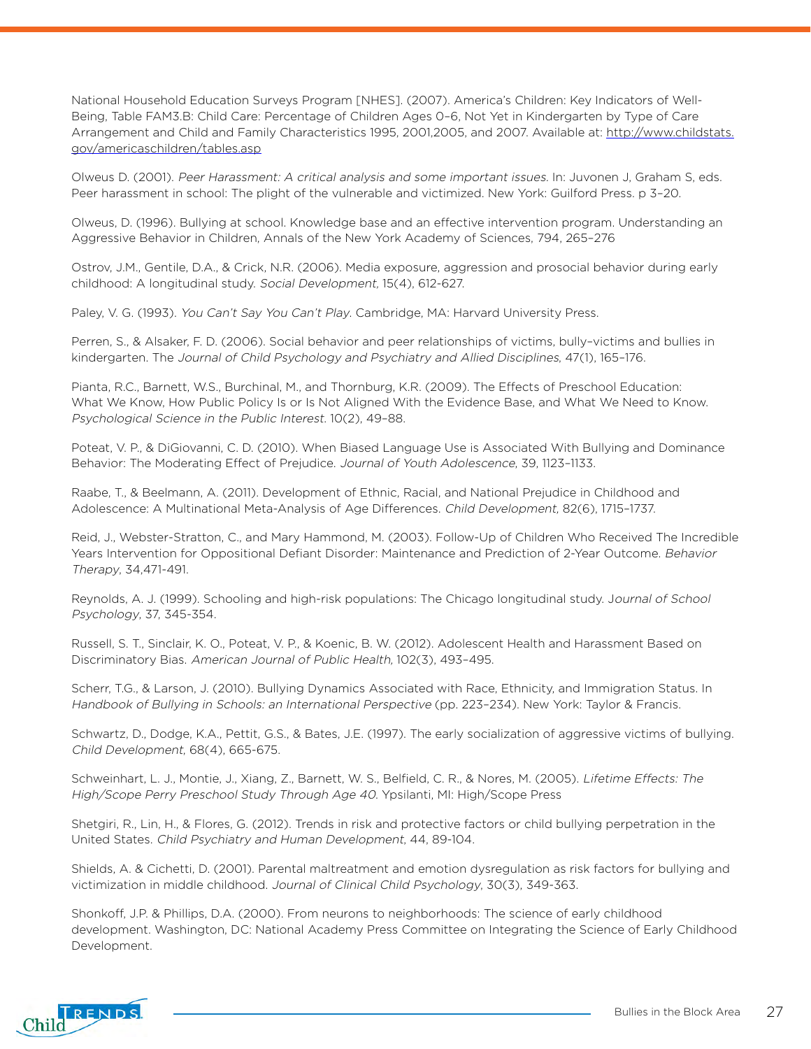National Household Education Surveys Program [NHES]. (2007). America's Children: Key Indicators of Well-Being, Table FAM3.B: Child Care: Percentage of Children Ages 0–6, Not Yet in Kindergarten by Type of Care Arrangement and Child and Family Characteristics 1995, 2001,2005, and 2007. Available at: http://www.childstats.gov/americaschildren/tables.asp

Olweus D. (2001). *Peer Harassment: A critical analysis and some important issues.* In: Juvonen J, Graham S, eds. Peer harassment in school: The plight of the vulnerable and victimized. New York: Guilford Press. p 3–20.

Olweus, D. (1996). Bullying at school. Knowledge base and an effective intervention program. Understanding an Aggressive Behavior in Children, Annals of the New York Academy of Sciences, 794, 265–276

Ostrov, J.M., Gentile, D.A., & Crick, N.R. (2006). Media exposure, aggression and prosocial behavior during early childhood: A longitudinal study. *Social Development*, 15(4), 612-627.

Paley, V. G. (1993). *You Can't Say You Can't Play*. Cambridge, MA: Harvard University Press.

Perren, S., & Alsaker, F. D. (2006). Social behavior and peer relationships of victims, bully–victims and bullies in kindergarten. The *Journal of Child Psychology and Psychiatry and Allied Disciplines*, 47(1), 165–176.

Pianta, R.C., Barnett, W.S., Burchinal, M., and Thornburg, K.R. (2009). The Effects of Preschool Education: What We Know, How Public Policy Is or Is Not Aligned With the Evidence Base, and What We Need to Know. *Psychological Science in the Public Interest*. 10(2), 49–88.

Poteat, V. P., & DiGiovanni, C. D. (2010). When Biased Language Use is Associated With Bullying and Dominance Behavior: The Moderating Effect of Prejudice. *Journal of Youth Adolescence*, 39, 1123–1133.

Raabe, T., & Beelmann, A. (2011). Development of Ethnic, Racial, and National Prejudice in Childhood and Adolescence: A Multinational Meta-Analysis of Age Differences. *Child Development*, 82(6), 1715–1737.

Reid, J., Webster-Stratton, C., and Mary Hammond, M. (2003). Follow-Up of Children Who Received The Incredible Years Intervention for Oppositional Defiant Disorder: Maintenance and Prediction of 2-Year Outcome. *Behavior Therapy*, 34,471-491.

Reynolds, A. J. (1999). Schooling and high-risk populations: The Chicago longitudinal study. *Journal of School Psychology*, 37, 345-354.

Russell, S. T., Sinclair, K. O., Poteat, V. P., & Koenic, B. W. (2012). Adolescent Health and Harassment Based on Discriminatory Bias. *American Journal of Public Health*, 102(3), 493–495.

Scherr, T.G., & Larson, J. (2010). Bullying Dynamics Associated with Race, Ethnicity, and Immigration Status. In *Handbook of Bullying in Schools: an International Perspective* (pp. 223–234). New York: Taylor & Francis.

Schwartz, D., Dodge, K.A., Pettit, G.S., & Bates, J.E. (1997). The early socialization of aggressive victims of bullying. *Child Development*, 68(4), 665-675.

Schweinhart, L. J., Montie, J., Xiang, Z., Barnett, W. S., Belfield, C. R., & Nores, M. (2005). *Lifetime Effects: The High/Scope Perry Preschool Study Through Age 40*. Ypsilanti, MI: High/Scope Press

Shetgiri, R., Lin, H., & Flores, G. (2012). Trends in risk and protective factors or child bullying perpetration in the United States. *Child Psychiatry and Human Development*, 44, 89-104.

Shields, A. & Cichetti, D. (2001). Parental maltreatment and emotion dysregulation as risk factors for bullying and victimization in middle childhood. *Journal of Clinical Child Psychology*, 30(3), 349-363.

Shonkoff, J.P. & Phillips, D.A. (2000). From neurons to neighborhoods: The science of early childhood development. Washington, DC: National Academy Press Committee on Integrating the Science of Early Childhood Development.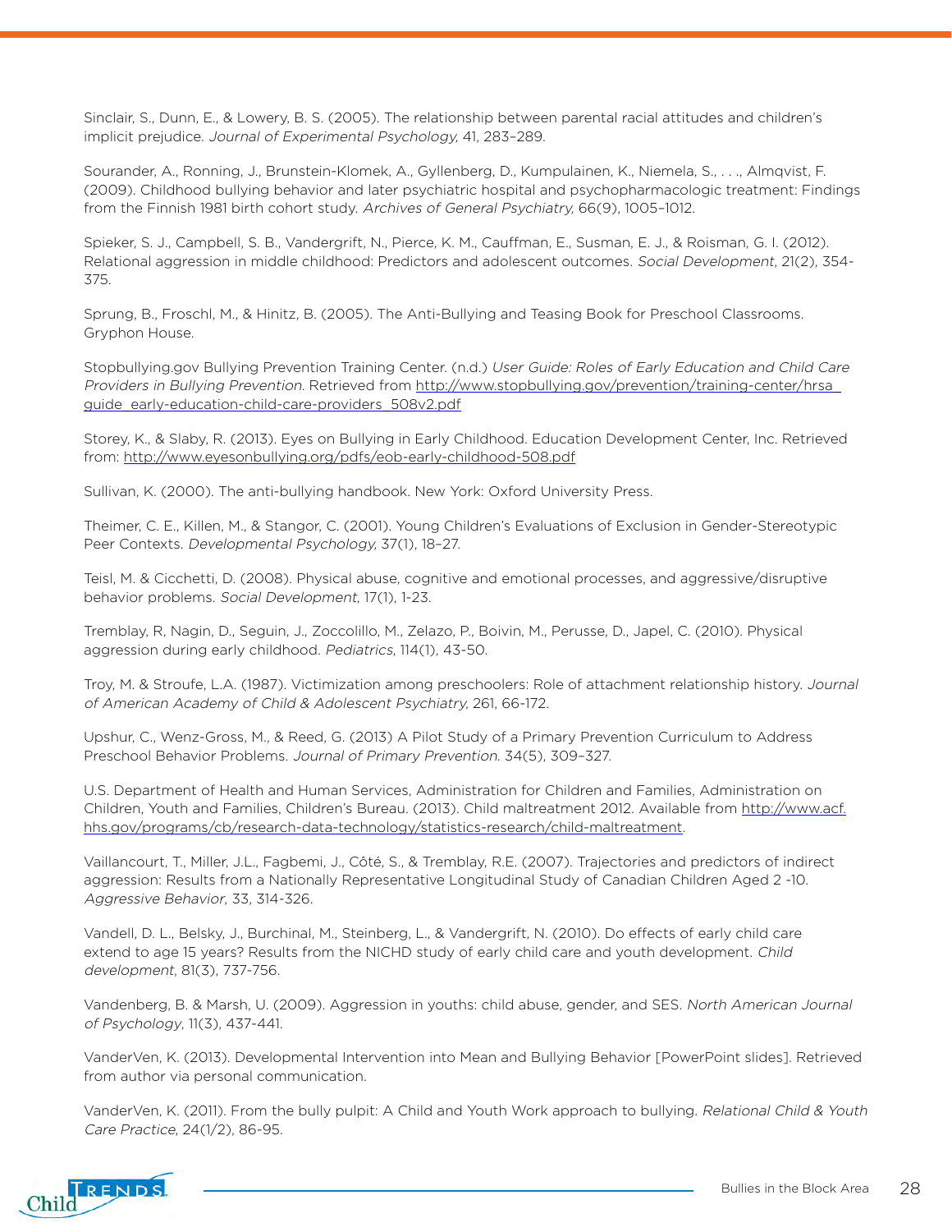Sinclair, S., Dunn, E., & Lowery, B. S. (2005). The relationship between parental racial attitudes and children's implicit prejudice. *Journal of Experimental Psychology,* 41, 283–289.

Sourander, A., Ronning, J., Brunstein-Klomek, A., Gyllenberg, D., Kumpulainen, K., Niemela, S., . . ., Almqvist, F. (2009). Childhood bullying behavior and later psychiatric hospital and psychopharmacologic treatment: Findings from the Finnish 1981 birth cohort study. *Archives of General Psychiatry,* 66(9), 1005–1012.

Spieker, S. J., Campbell, S. B., Vandergrift, N., Pierce, K. M., Cauffman, E., Susman, E. J., & Roisman, G. I. (2012). Relational aggression in middle childhood: Predictors and adolescent outcomes. *Social Development*, 21(2), 354-375.

Sprung, B., Froschl, M., & Hinitz, B. (2005). The Anti-Bullying and Teasing Book for Preschool Classrooms. Gryphon House.

Stopbullying.gov Bullying Prevention Training Center. (n.d.) *User Guide: Roles of Early Education and Child Care Providers in Bullying Prevention.* Retrieved from http://www.stopbullying.gov/prevention/training-center/hrsa_guide_early-education-child-care-providers_508v2.pdf

Storey, K., & Slaby, R. (2013). Eyes on Bullying in Early Childhood. Education Development Center, Inc. Retrieved from: http://www.eyesonbullying.org/pdfs/eob-early-childhood-508.pdf

Sullivan, K. (2000). The anti-bullying handbook. New York: Oxford University Press.

Theimer, C. E., Killen, M., & Stangor, C. (2001). Young Children's Evaluations of Exclusion in Gender-Stereotypic Peer Contexts. *Developmental Psychology,* 37(1), 18–27.

Teisl, M. & Cicchetti, D. (2008). Physical abuse, cognitive and emotional processes, and aggressive/disruptive behavior problems. *Social Development*, 17(1), 1-23.

Tremblay, R, Nagin, D., Seguin, J., Zoccolillo, M., Zelazo, P., Boivin, M., Perusse, D., Japel, C. (2010). Physical aggression during early childhood. *Pediatrics,* 114(1), 43-50.

Troy, M. & Stroufe, L.A. (1987). Victimization among preschoolers: Role of attachment relationship history. *Journal of American Academy of Child & Adolescent Psychiatry,* 261, 66-172.

Upshur, C., Wenz-Gross, M., & Reed, G. (2013) A Pilot Study of a Primary Prevention Curriculum to Address Preschool Behavior Problems. *Journal of Primary Prevention.* 34(5), 309–327.

U.S. Department of Health and Human Services, Administration for Children and Families, Administration on Children, Youth and Families, Children's Bureau. (2013). Child maltreatment 2012. Available from http://www.acf.hhs.gov/programs/cb/research-data-technology/statistics-research/child-maltreatment.

Vaillancourt, T., Miller, J.L., Fagbemi, J., Côté, S., & Tremblay, R.E. (2007). Trajectories and predictors of indirect aggression: Results from a Nationally Representative Longitudinal Study of Canadian Children Aged 2 -10. *Aggressive Behavior*, 33, 314-326.

Vandell, D. L., Belsky, J., Burchinal, M., Steinberg, L., & Vandergrift, N. (2010). Do effects of early child care extend to age 15 years? Results from the NICHD study of early child care and youth development. *Child development*, 81(3), 737-756.

Vandenberg, B. & Marsh, U. (2009). Aggression in youths: child abuse, gender, and SES. *North American Journal of Psychology*, 11(3), 437-441.

VanderVen, K. (2013). Developmental Intervention into Mean and Bullying Behavior [PowerPoint slides]. Retrieved from author via personal communication.

VanderVen, K. (2011). From the bully pulpit: A Child and Youth Work approach to bullying. *Relational Child & Youth Care Practice*, 24(1/2), 86-95.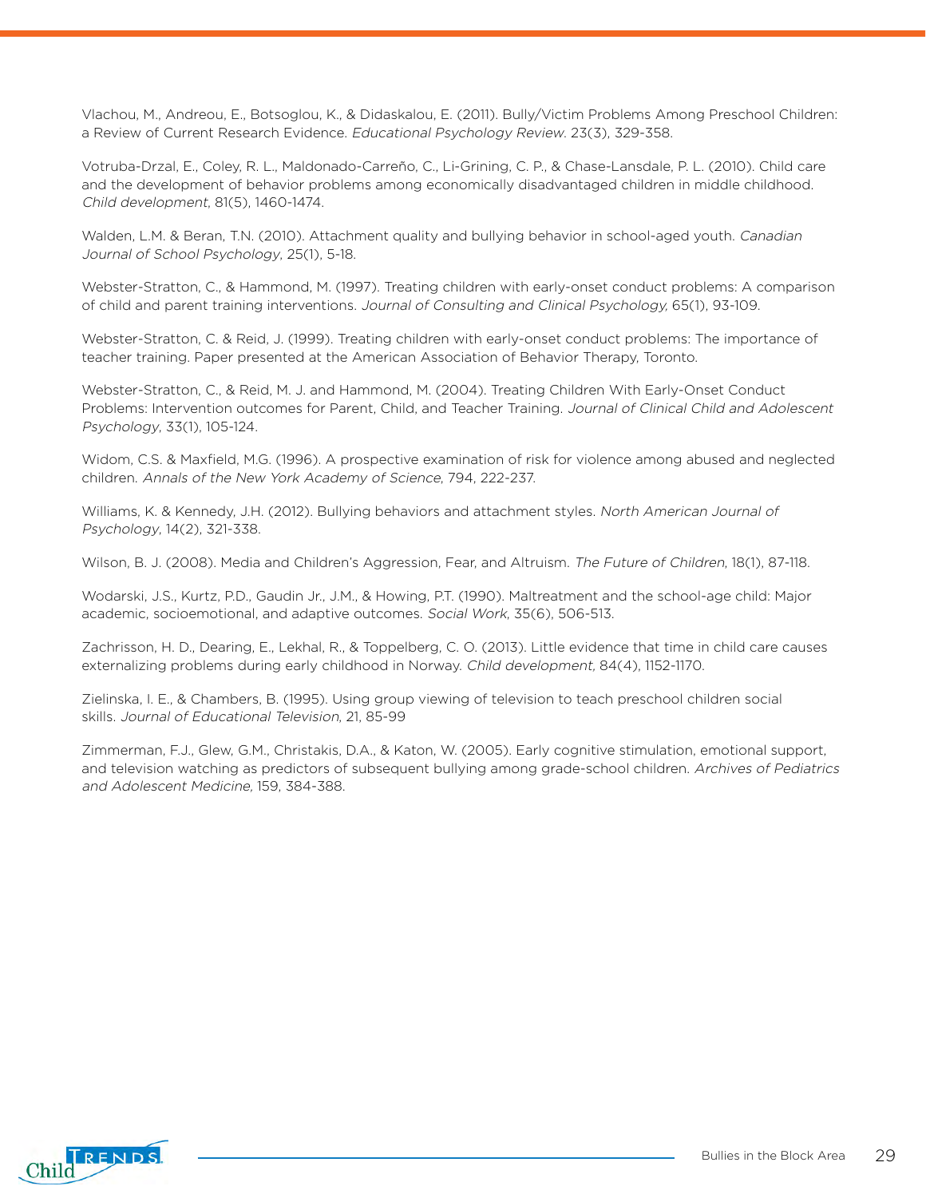Vlachou, M., Andreou, E., Botsoglou, K., & Didaskalou, E. (2011). Bully/Victim Problems Among Preschool Children: a Review of Current Research Evidence. *Educational Psychology Review*. 23(3), 329-358.

Votruba-Drzal, E., Coley, R. L., Maldonado-Carreño, C., Li-Grining, C. P., & Chase-Lansdale, P. L. (2010). Child care and the development of behavior problems among economically disadvantaged children in middle childhood. *Child development*, 81(5), 1460-1474.

Walden, L.M. & Beran, T.N. (2010). Attachment quality and bullying behavior in school-aged youth. *Canadian Journal of School Psychology*, 25(1), 5-18.

Webster-Stratton, C., & Hammond, M. (1997). Treating children with early-onset conduct problems: A comparison of child and parent training interventions. *Journal of Consulting and Clinical Psychology*, 65(1), 93-109.

Webster-Stratton, C. & Reid, J. (1999). Treating children with early-onset conduct problems: The importance of teacher training. Paper presented at the American Association of Behavior Therapy, Toronto.

Webster-Stratton, C., & Reid, M. J. and Hammond, M. (2004). Treating Children With Early-Onset Conduct Problems: Intervention outcomes for Parent, Child, and Teacher Training. *Journal of Clinical Child and Adolescent Psychology*, 33(1), 105-124.

Widom, C.S. & Maxfield, M.G. (1996). A prospective examination of risk for violence among abused and neglected children. *Annals of the New York Academy of Science*, 794, 222-237.

Williams, K. & Kennedy, J.H. (2012). Bullying behaviors and attachment styles. *North American Journal of Psychology*, 14(2), 321-338.

Wilson, B. J. (2008). Media and Children's Aggression, Fear, and Altruism. *The Future of Children*, 18(1), 87-118.

Wodarski, J.S., Kurtz, P.D., Gaudin Jr., J.M., & Howing, P.T. (1990). Maltreatment and the school-age child: Major academic, socioemotional, and adaptive outcomes. *Social Work*, 35(6), 506-513.

Zachrisson, H. D., Dearing, E., Lekhal, R., & Toppelberg, C. O. (2013). Little evidence that time in child care causes externalizing problems during early childhood in Norway. *Child development*, 84(4), 1152-1170.

Zielinska, I. E., & Chambers, B. (1995). Using group viewing of television to teach preschool children social skills. *Journal of Educational Television*, 21, 85-99

Zimmerman, F.J., Glew, G.M., Christakis, D.A., & Katon, W. (2005). Early cognitive stimulation, emotional support, and television watching as predictors of subsequent bullying among grade-school children. *Archives of Pediatrics and Adolescent Medicine*, 159, 384-388.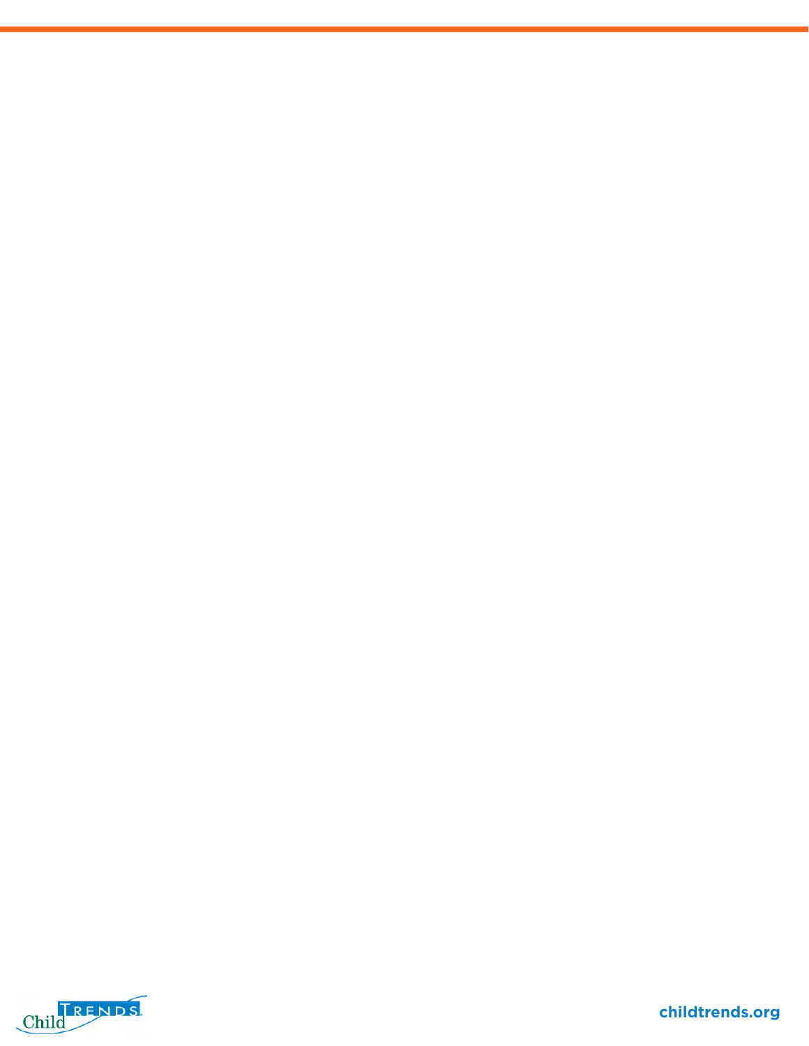childtrends.org